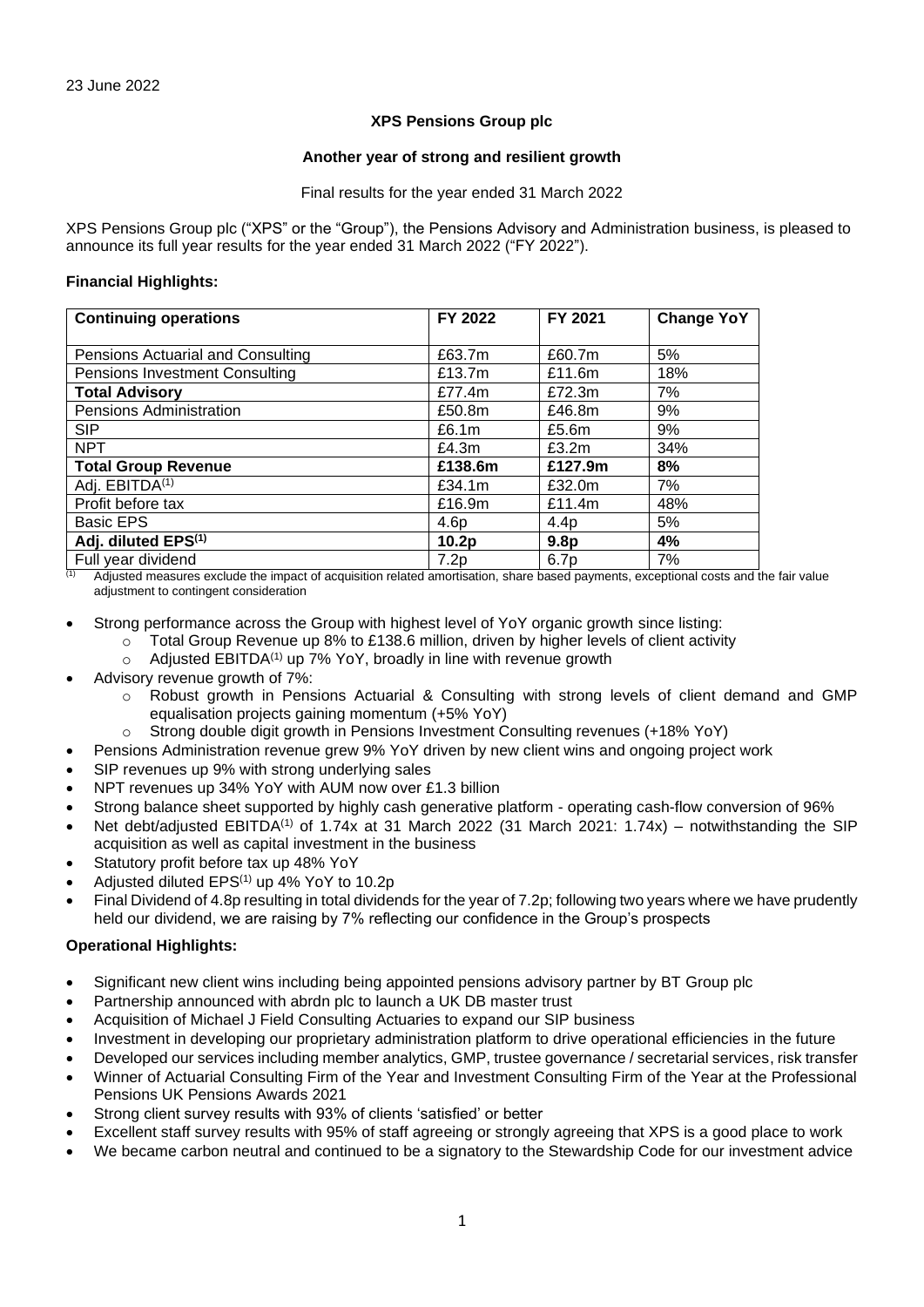23 June 2022

**XPS Pensions Group plc**

**Another year of strong and resilient growth**

Final results for the year ended 31 March 2022

XPS Pensions Group plc ("XPS" or the "Group"), the Pensions Advisory and Administration business, is pleased to announce its full year results for the year ended 31 March 2022 ("FY 2022").

**Financial Highlights:**

| **Continuing operations** | **FY 2022** | **FY 2021** | **Change YoY** |
|---|---|---|---|
| Pensions Actuarial and Consulting | £63.7m | £60.7m | 5% |
| Pensions Investment Consulting | £13.7m | £11.6m | 18% |
| **Total Advisory** | **£77.4m** | **£72.3m** | **7%** |
| Pensions Administration | £50.8m | £46.8m | 9% |
| SIP | £6.1m | £5.6m | 9% |
| NPT | £4.3m | £3.2m | 34% |
| **Total Group Revenue** | **£138.6m** | **£127.9m** | **8%** |
| Adj. EBITDA[(1)] | £34.1m | £32.0m | 7% |
| Profit before tax | £16.9m | £11.4m | 48% |
| Basic EPS | 4.6p | 4.4p | 5% |
| **Adj. diluted EPS[(1)]** | **10.2p** | **9.8p** | **4%** |
| Full year dividend | 7.2p | 6.7p | 7% |

[(1)] Adjusted measures exclude the impact of acquisition related amortisation, share based payments, exceptional costs and the fair value adjustment to contingent consideration

- Strong performance across the Group with highest level of YoY organic growth since listing:
  - Total Group Revenue up 8% to £138.6 million, driven by higher levels of client activity
  - Adjusted EBITDA[(1)] up 7% YoY, broadly in line with revenue growth
- Advisory revenue growth of 7%:
  - Robust growth in Pensions Actuarial & Consulting with strong levels of client demand and GMP equalisation projects gaining momentum (+5% YoY)
  - Strong double digit growth in Pensions Investment Consulting revenues (+18% YoY)
- Pensions Administration revenue grew 9% YoY driven by new client wins and ongoing project work
- SIP revenues up 9% with strong underlying sales
- NPT revenues up 34% YoY with AUM now over £1.3 billion
- Strong balance sheet supported by highly cash generative platform - operating cash-flow conversion of 96%
- Net debt/adjusted EBITDA[(1)] of 1.74x at 31 March 2022 (31 March 2021: 1.74x) – notwithstanding the SIP acquisition as well as capital investment in the business
- Statutory profit before tax up 48% YoY
- Adjusted diluted EPS[(1)] up 4% YoY to 10.2p
- Final Dividend of 4.8p resulting in total dividends for the year of 7.2p; following two years where we have prudently held our dividend, we are raising by 7% reflecting our confidence in the Group's prospects

**Operational Highlights:**

- Significant new client wins including being appointed pensions advisory partner by BT Group plc
- Partnership announced with abrdn plc to launch a UK DB master trust
- Acquisition of Michael J Field Consulting Actuaries to expand our SIP business
- Investment in developing our proprietary administration platform to drive operational efficiencies in the future
- Developed our services including member analytics, GMP, trustee governance / secretarial services, risk transfer
- Winner of Actuarial Consulting Firm of the Year and Investment Consulting Firm of the Year at the Professional Pensions UK Pensions Awards 2021
- Strong client survey results with 93% of clients 'satisfied' or better
- Excellent staff survey results with 95% of staff agreeing or strongly agreeing that XPS is a good place to work
- We became carbon neutral and continued to be a signatory to the Stewardship Code for our investment advice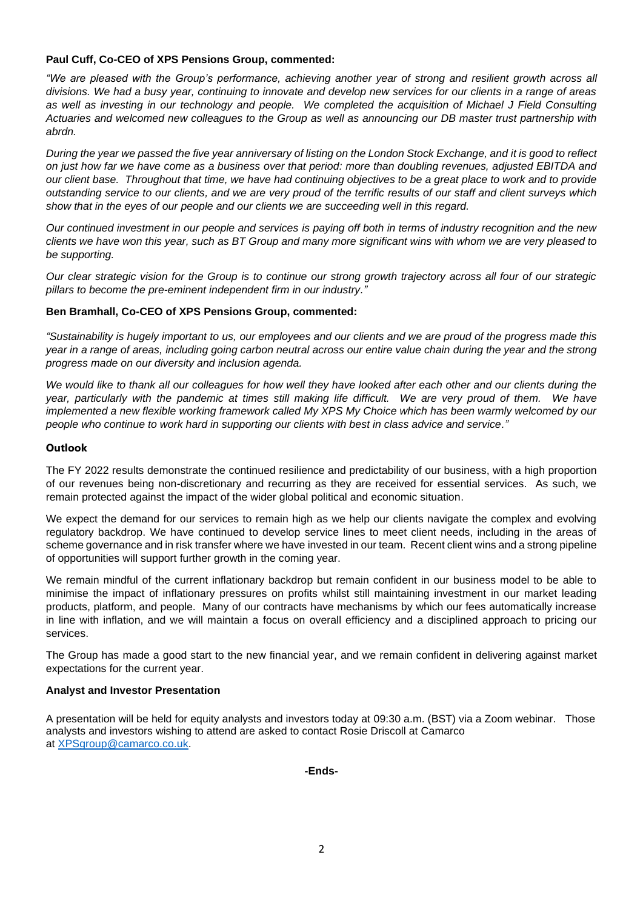**Paul Cuff, Co-CEO of XPS Pensions Group, commented:**

*"We are pleased with the Group's performance, achieving another year of strong and resilient growth across all divisions. We had a busy year, continuing to innovate and develop new services for our clients in a range of areas as well as investing in our technology and people. We completed the acquisition of Michael J Field Consulting Actuaries and welcomed new colleagues to the Group as well as announcing our DB master trust partnership with abrdn.*

*During the year we passed the five year anniversary of listing on the London Stock Exchange, and it is good to reflect on just how far we have come as a business over that period: more than doubling revenues, adjusted EBITDA and our client base. Throughout that time, we have had continuing objectives to be a great place to work and to provide outstanding service to our clients, and we are very proud of the terrific results of our staff and client surveys which show that in the eyes of our people and our clients we are succeeding well in this regard.*

*Our continued investment in our people and services is paying off both in terms of industry recognition and the new clients we have won this year, such as BT Group and many more significant wins with whom we are very pleased to be supporting.*

*Our clear strategic vision for the Group is to continue our strong growth trajectory across all four of our strategic pillars to become the pre-eminent independent firm in our industry."*

**Ben Bramhall, Co-CEO of XPS Pensions Group, commented:**

*"Sustainability is hugely important to us, our employees and our clients and we are proud of the progress made this year in a range of areas, including going carbon neutral across our entire value chain during the year and the strong progress made on our diversity and inclusion agenda.*

*We would like to thank all our colleagues for how well they have looked after each other and our clients during the year, particularly with the pandemic at times still making life difficult. We are very proud of them. We have implemented a new flexible working framework called My XPS My Choice which has been warmly welcomed by our people who continue to work hard in supporting our clients with best in class advice and service."*

**Outlook**

The FY 2022 results demonstrate the continued resilience and predictability of our business, with a high proportion of our revenues being non-discretionary and recurring as they are received for essential services. As such, we remain protected against the impact of the wider global political and economic situation.

We expect the demand for our services to remain high as we help our clients navigate the complex and evolving regulatory backdrop. We have continued to develop service lines to meet client needs, including in the areas of scheme governance and in risk transfer where we have invested in our team. Recent client wins and a strong pipeline of opportunities will support further growth in the coming year.

We remain mindful of the current inflationary backdrop but remain confident in our business model to be able to minimise the impact of inflationary pressures on profits whilst still maintaining investment in our market leading products, platform, and people. Many of our contracts have mechanisms by which our fees automatically increase in line with inflation, and we will maintain a focus on overall efficiency and a disciplined approach to pricing our services.

The Group has made a good start to the new financial year, and we remain confident in delivering against market expectations for the current year.

**Analyst and Investor Presentation**

A presentation will be held for equity analysts and investors today at 09:30 a.m. (BST) via a Zoom webinar. Those analysts and investors wishing to attend are asked to contact Rosie Driscoll at Camarco at XPSgroup@camarco.co.uk.

**-Ends-**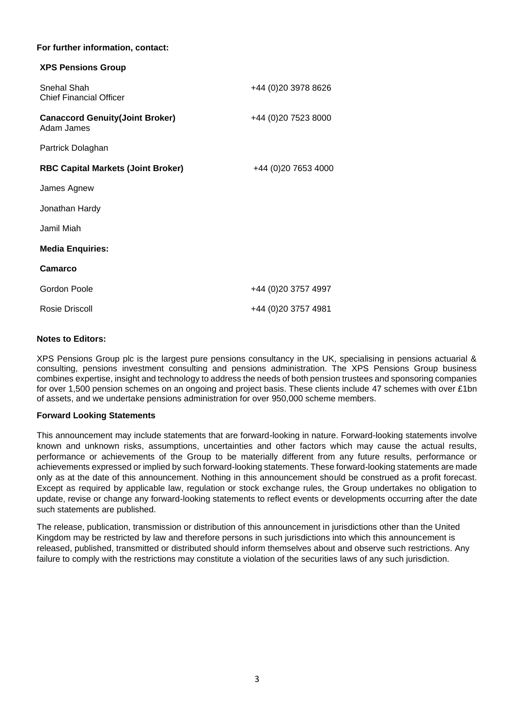**For further information, contact:**

**XPS Pensions Group**

| | |
|---|---|
| Snehal Shah<br>Chief Financial Officer | +44 (0)20 3978 8626 |
| **Canaccord Genuity(Joint Broker)**<br>Adam James | +44 (0)20 7523 8000 |
| Partrick Dolaghan | |
| **RBC Capital Markets (Joint Broker)** | +44 (0)20 7653 4000 |
| James Agnew | |
| Jonathan Hardy | |
| Jamil Miah | |
| **Media Enquiries:** | |
| **Camarco** | |
| Gordon Poole | +44 (0)20 3757 4997 |
| Rosie Driscoll | +44 (0)20 3757 4981 |

**Notes to Editors:**

XPS Pensions Group plc is the largest pure pensions consultancy in the UK, specialising in pensions actuarial & consulting, pensions investment consulting and pensions administration. The XPS Pensions Group business combines expertise, insight and technology to address the needs of both pension trustees and sponsoring companies for over 1,500 pension schemes on an ongoing and project basis. These clients include 47 schemes with over £1bn of assets, and we undertake pensions administration for over 950,000 scheme members.

**Forward Looking Statements**

This announcement may include statements that are forward-looking in nature. Forward-looking statements involve known and unknown risks, assumptions, uncertainties and other factors which may cause the actual results, performance or achievements of the Group to be materially different from any future results, performance or achievements expressed or implied by such forward-looking statements. These forward-looking statements are made only as at the date of this announcement. Nothing in this announcement should be construed as a profit forecast. Except as required by applicable law, regulation or stock exchange rules, the Group undertakes no obligation to update, revise or change any forward-looking statements to reflect events or developments occurring after the date such statements are published.

The release, publication, transmission or distribution of this announcement in jurisdictions other than the United Kingdom may be restricted by law and therefore persons in such jurisdictions into which this announcement is released, published, transmitted or distributed should inform themselves about and observe such restrictions. Any failure to comply with the restrictions may constitute a violation of the securities laws of any such jurisdiction.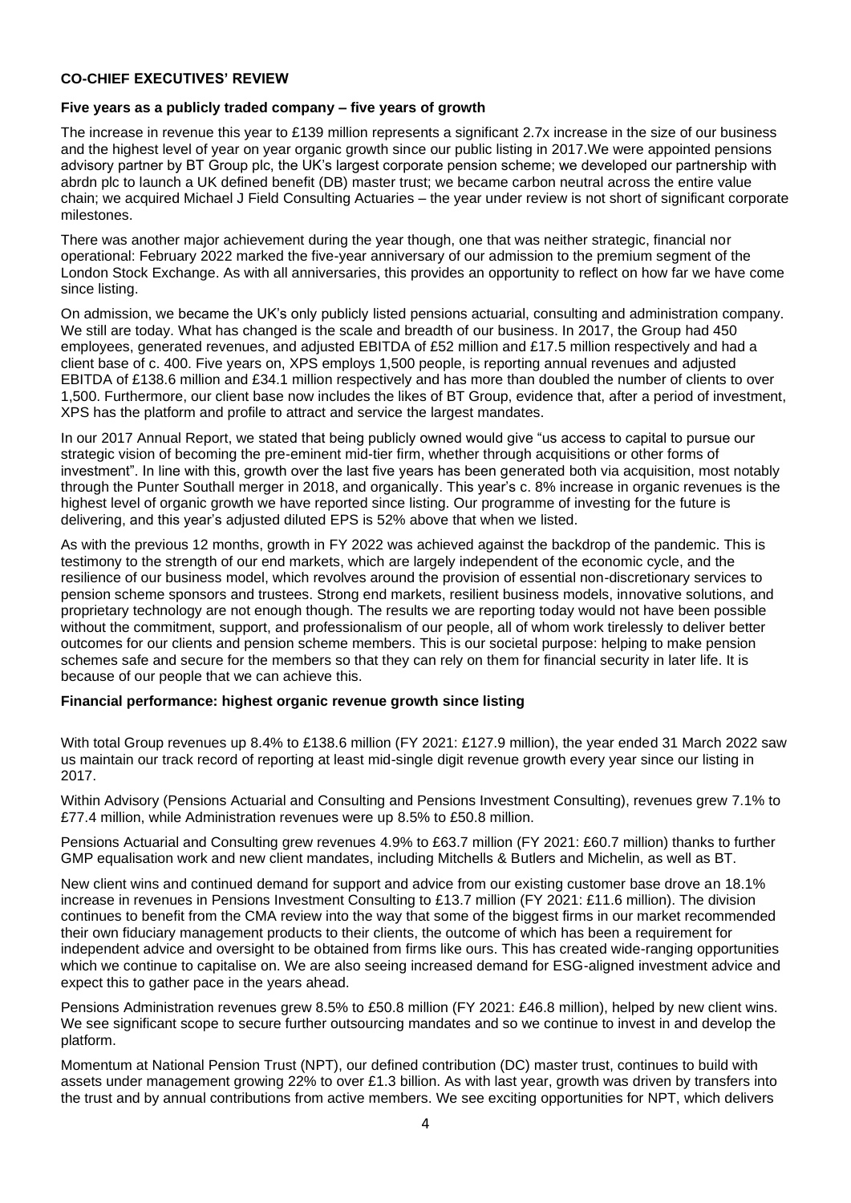## CO-CHIEF EXECUTIVES' REVIEW

### Five years as a publicly traded company – five years of growth

The increase in revenue this year to £139 million represents a significant 2.7x increase in the size of our business and the highest level of year on year organic growth since our public listing in 2017.We were appointed pensions advisory partner by BT Group plc, the UK's largest corporate pension scheme; we developed our partnership with abrdn plc to launch a UK defined benefit (DB) master trust; we became carbon neutral across the entire value chain; we acquired Michael J Field Consulting Actuaries – the year under review is not short of significant corporate milestones.

There was another major achievement during the year though, one that was neither strategic, financial nor operational: February 2022 marked the five-year anniversary of our admission to the premium segment of the London Stock Exchange. As with all anniversaries, this provides an opportunity to reflect on how far we have come since listing.

On admission, we became the UK's only publicly listed pensions actuarial, consulting and administration company. We still are today. What has changed is the scale and breadth of our business. In 2017, the Group had 450 employees, generated revenues, and adjusted EBITDA of £52 million and £17.5 million respectively and had a client base of c. 400. Five years on, XPS employs 1,500 people, is reporting annual revenues and adjusted EBITDA of £138.6 million and £34.1 million respectively and has more than doubled the number of clients to over 1,500. Furthermore, our client base now includes the likes of BT Group, evidence that, after a period of investment, XPS has the platform and profile to attract and service the largest mandates.

In our 2017 Annual Report, we stated that being publicly owned would give "us access to capital to pursue our strategic vision of becoming the pre-eminent mid-tier firm, whether through acquisitions or other forms of investment". In line with this, growth over the last five years has been generated both via acquisition, most notably through the Punter Southall merger in 2018, and organically. This year's c. 8% increase in organic revenues is the highest level of organic growth we have reported since listing. Our programme of investing for the future is delivering, and this year's adjusted diluted EPS is 52% above that when we listed.

As with the previous 12 months, growth in FY 2022 was achieved against the backdrop of the pandemic. This is testimony to the strength of our end markets, which are largely independent of the economic cycle, and the resilience of our business model, which revolves around the provision of essential non-discretionary services to pension scheme sponsors and trustees. Strong end markets, resilient business models, innovative solutions, and proprietary technology are not enough though. The results we are reporting today would not have been possible without the commitment, support, and professionalism of our people, all of whom work tirelessly to deliver better outcomes for our clients and pension scheme members. This is our societal purpose: helping to make pension schemes safe and secure for the members so that they can rely on them for financial security in later life. It is because of our people that we can achieve this.

### Financial performance: highest organic revenue growth since listing

With total Group revenues up 8.4% to £138.6 million (FY 2021: £127.9 million), the year ended 31 March 2022 saw us maintain our track record of reporting at least mid-single digit revenue growth every year since our listing in 2017.

Within Advisory (Pensions Actuarial and Consulting and Pensions Investment Consulting), revenues grew 7.1% to £77.4 million, while Administration revenues were up 8.5% to £50.8 million.

Pensions Actuarial and Consulting grew revenues 4.9% to £63.7 million (FY 2021: £60.7 million) thanks to further GMP equalisation work and new client mandates, including Mitchells & Butlers and Michelin, as well as BT.

New client wins and continued demand for support and advice from our existing customer base drove an 18.1% increase in revenues in Pensions Investment Consulting to £13.7 million (FY 2021: £11.6 million). The division continues to benefit from the CMA review into the way that some of the biggest firms in our market recommended their own fiduciary management products to their clients, the outcome of which has been a requirement for independent advice and oversight to be obtained from firms like ours. This has created wide-ranging opportunities which we continue to capitalise on. We are also seeing increased demand for ESG-aligned investment advice and expect this to gather pace in the years ahead.

Pensions Administration revenues grew 8.5% to £50.8 million (FY 2021: £46.8 million), helped by new client wins. We see significant scope to secure further outsourcing mandates and so we continue to invest in and develop the platform.

Momentum at National Pension Trust (NPT), our defined contribution (DC) master trust, continues to build with assets under management growing 22% to over £1.3 billion. As with last year, growth was driven by transfers into the trust and by annual contributions from active members. We see exciting opportunities for NPT, which delivers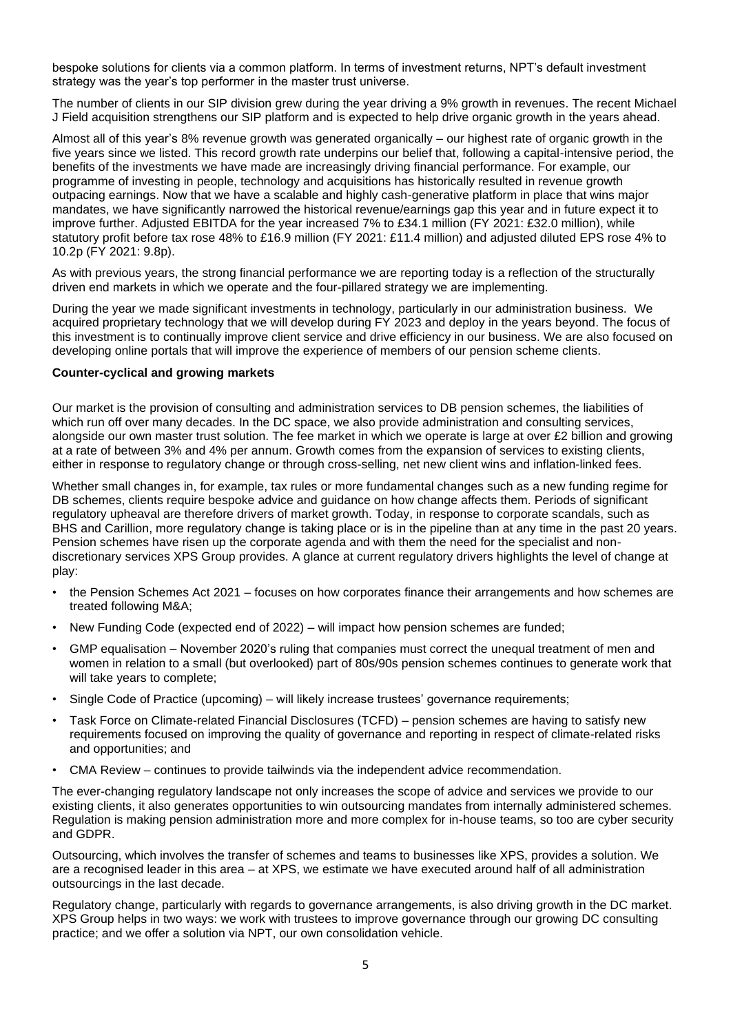bespoke solutions for clients via a common platform. In terms of investment returns, NPT's default investment strategy was the year's top performer in the master trust universe.

The number of clients in our SIP division grew during the year driving a 9% growth in revenues. The recent Michael J Field acquisition strengthens our SIP platform and is expected to help drive organic growth in the years ahead.

Almost all of this year's 8% revenue growth was generated organically – our highest rate of organic growth in the five years since we listed. This record growth rate underpins our belief that, following a capital-intensive period, the benefits of the investments we have made are increasingly driving financial performance. For example, our programme of investing in people, technology and acquisitions has historically resulted in revenue growth outpacing earnings. Now that we have a scalable and highly cash-generative platform in place that wins major mandates, we have significantly narrowed the historical revenue/earnings gap this year and in future expect it to improve further. Adjusted EBITDA for the year increased 7% to £34.1 million (FY 2021: £32.0 million), while statutory profit before tax rose 48% to £16.9 million (FY 2021: £11.4 million) and adjusted diluted EPS rose 4% to 10.2p (FY 2021: 9.8p).

As with previous years, the strong financial performance we are reporting today is a reflection of the structurally driven end markets in which we operate and the four-pillared strategy we are implementing.

During the year we made significant investments in technology, particularly in our administration business. We acquired proprietary technology that we will develop during FY 2023 and deploy in the years beyond. The focus of this investment is to continually improve client service and drive efficiency in our business. We are also focused on developing online portals that will improve the experience of members of our pension scheme clients.

**Counter-cyclical and growing markets**

Our market is the provision of consulting and administration services to DB pension schemes, the liabilities of which run off over many decades. In the DC space, we also provide administration and consulting services, alongside our own master trust solution. The fee market in which we operate is large at over £2 billion and growing at a rate of between 3% and 4% per annum. Growth comes from the expansion of services to existing clients, either in response to regulatory change or through cross-selling, net new client wins and inflation-linked fees.

Whether small changes in, for example, tax rules or more fundamental changes such as a new funding regime for DB schemes, clients require bespoke advice and guidance on how change affects them. Periods of significant regulatory upheaval are therefore drivers of market growth. Today, in response to corporate scandals, such as BHS and Carillion, more regulatory change is taking place or is in the pipeline than at any time in the past 20 years. Pension schemes have risen up the corporate agenda and with them the need for the specialist and non-discretionary services XPS Group provides. A glance at current regulatory drivers highlights the level of change at play:

- the Pension Schemes Act 2021 – focuses on how corporates finance their arrangements and how schemes are treated following M&A;
- New Funding Code (expected end of 2022) – will impact how pension schemes are funded;
- GMP equalisation – November 2020's ruling that companies must correct the unequal treatment of men and women in relation to a small (but overlooked) part of 80s/90s pension schemes continues to generate work that will take years to complete;
- Single Code of Practice (upcoming) – will likely increase trustees' governance requirements;
- Task Force on Climate-related Financial Disclosures (TCFD) – pension schemes are having to satisfy new requirements focused on improving the quality of governance and reporting in respect of climate-related risks and opportunities; and
- CMA Review – continues to provide tailwinds via the independent advice recommendation.

The ever-changing regulatory landscape not only increases the scope of advice and services we provide to our existing clients, it also generates opportunities to win outsourcing mandates from internally administered schemes. Regulation is making pension administration more and more complex for in-house teams, so too are cyber security and GDPR.

Outsourcing, which involves the transfer of schemes and teams to businesses like XPS, provides a solution. We are a recognised leader in this area – at XPS, we estimate we have executed around half of all administration outsourcings in the last decade.

Regulatory change, particularly with regards to governance arrangements, is also driving growth in the DC market. XPS Group helps in two ways: we work with trustees to improve governance through our growing DC consulting practice; and we offer a solution via NPT, our own consolidation vehicle.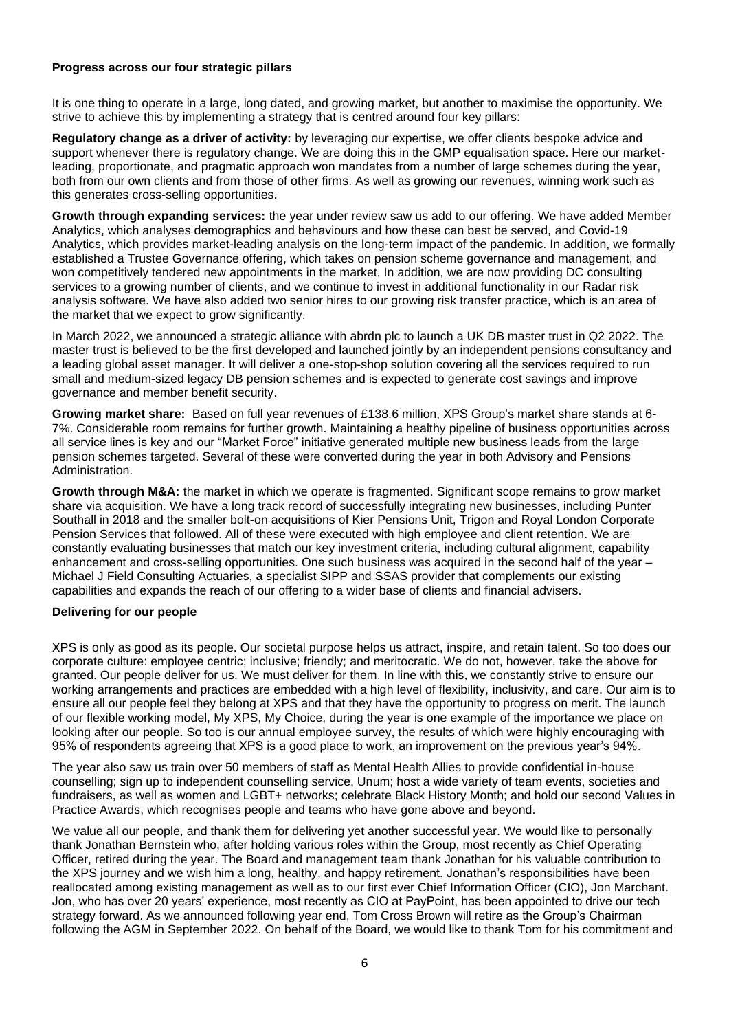**Progress across our four strategic pillars**

It is one thing to operate in a large, long dated, and growing market, but another to maximise the opportunity. We strive to achieve this by implementing a strategy that is centred around four key pillars:

**Regulatory change as a driver of activity:** by leveraging our expertise, we offer clients bespoke advice and support whenever there is regulatory change. We are doing this in the GMP equalisation space. Here our market-leading, proportionate, and pragmatic approach won mandates from a number of large schemes during the year, both from our own clients and from those of other firms. As well as growing our revenues, winning work such as this generates cross-selling opportunities.

**Growth through expanding services:** the year under review saw us add to our offering. We have added Member Analytics, which analyses demographics and behaviours and how these can best be served, and Covid-19 Analytics, which provides market-leading analysis on the long-term impact of the pandemic. In addition, we formally established a Trustee Governance offering, which takes on pension scheme governance and management, and won competitively tendered new appointments in the market. In addition, we are now providing DC consulting services to a growing number of clients, and we continue to invest in additional functionality in our Radar risk analysis software. We have also added two senior hires to our growing risk transfer practice, which is an area of the market that we expect to grow significantly.

In March 2022, we announced a strategic alliance with abrdn plc to launch a UK DB master trust in Q2 2022. The master trust is believed to be the first developed and launched jointly by an independent pensions consultancy and a leading global asset manager. It will deliver a one-stop-shop solution covering all the services required to run small and medium-sized legacy DB pension schemes and is expected to generate cost savings and improve governance and member benefit security.

**Growing market share:** Based on full year revenues of £138.6 million, XPS Group's market share stands at 6-7%. Considerable room remains for further growth. Maintaining a healthy pipeline of business opportunities across all service lines is key and our "Market Force" initiative generated multiple new business leads from the large pension schemes targeted. Several of these were converted during the year in both Advisory and Pensions Administration.

**Growth through M&A:** the market in which we operate is fragmented. Significant scope remains to grow market share via acquisition. We have a long track record of successfully integrating new businesses, including Punter Southall in 2018 and the smaller bolt-on acquisitions of Kier Pensions Unit, Trigon and Royal London Corporate Pension Services that followed. All of these were executed with high employee and client retention. We are constantly evaluating businesses that match our key investment criteria, including cultural alignment, capability enhancement and cross-selling opportunities. One such business was acquired in the second half of the year – Michael J Field Consulting Actuaries, a specialist SIPP and SSAS provider that complements our existing capabilities and expands the reach of our offering to a wider base of clients and financial advisers.

**Delivering for our people**

XPS is only as good as its people. Our societal purpose helps us attract, inspire, and retain talent. So too does our corporate culture: employee centric; inclusive; friendly; and meritocratic. We do not, however, take the above for granted. Our people deliver for us. We must deliver for them. In line with this, we constantly strive to ensure our working arrangements and practices are embedded with a high level of flexibility, inclusivity, and care. Our aim is to ensure all our people feel they belong at XPS and that they have the opportunity to progress on merit. The launch of our flexible working model, My XPS, My Choice, during the year is one example of the importance we place on looking after our people. So too is our annual employee survey, the results of which were highly encouraging with 95% of respondents agreeing that XPS is a good place to work, an improvement on the previous year's 94%.

The year also saw us train over 50 members of staff as Mental Health Allies to provide confidential in-house counselling; sign up to independent counselling service, Unum; host a wide variety of team events, societies and fundraisers, as well as women and LGBT+ networks; celebrate Black History Month; and hold our second Values in Practice Awards, which recognises people and teams who have gone above and beyond.

We value all our people, and thank them for delivering yet another successful year. We would like to personally thank Jonathan Bernstein who, after holding various roles within the Group, most recently as Chief Operating Officer, retired during the year. The Board and management team thank Jonathan for his valuable contribution to the XPS journey and we wish him a long, healthy, and happy retirement. Jonathan's responsibilities have been reallocated among existing management as well as to our first ever Chief Information Officer (CIO), Jon Marchant. Jon, who has over 20 years' experience, most recently as CIO at PayPoint, has been appointed to drive our tech strategy forward. As we announced following year end, Tom Cross Brown will retire as the Group's Chairman following the AGM in September 2022. On behalf of the Board, we would like to thank Tom for his commitment and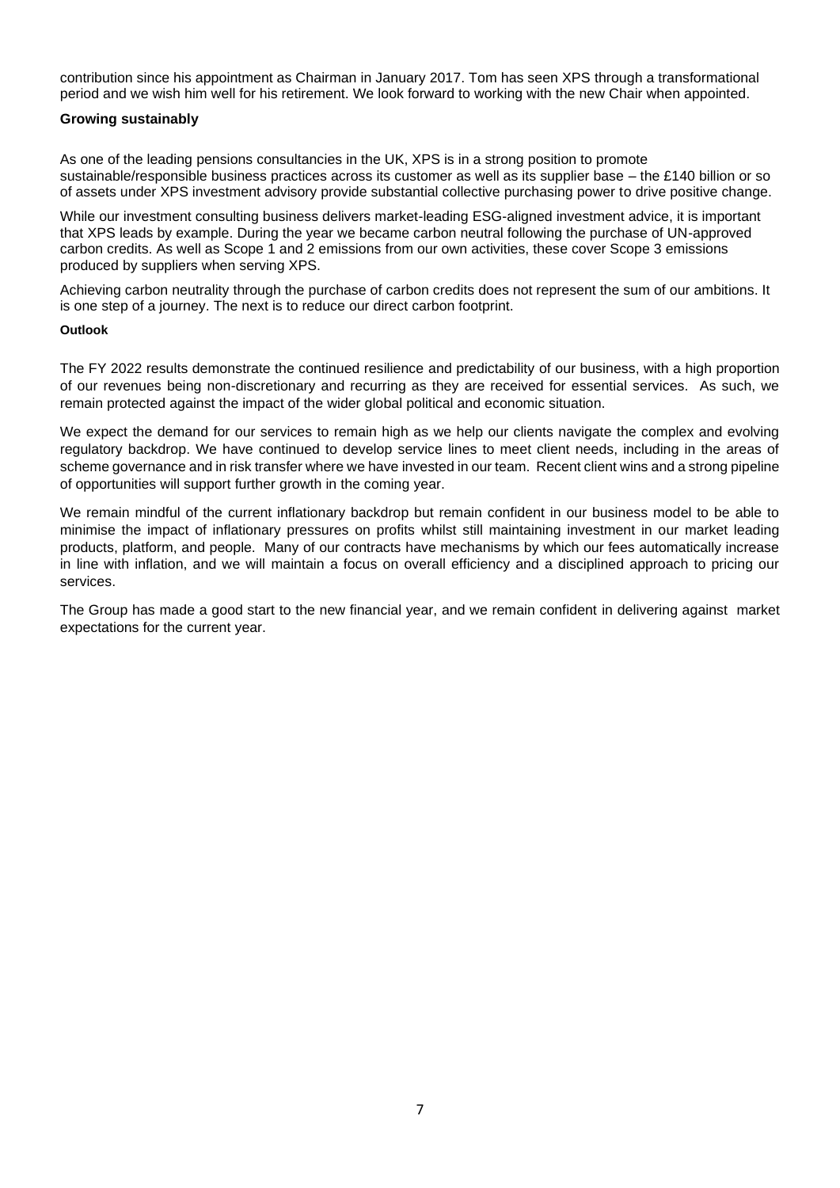contribution since his appointment as Chairman in January 2017. Tom has seen XPS through a transformational period and we wish him well for his retirement. We look forward to working with the new Chair when appointed.

**Growing sustainably**

As one of the leading pensions consultancies in the UK, XPS is in a strong position to promote sustainable/responsible business practices across its customer as well as its supplier base – the £140 billion or so of assets under XPS investment advisory provide substantial collective purchasing power to drive positive change.

While our investment consulting business delivers market-leading ESG-aligned investment advice, it is important that XPS leads by example. During the year we became carbon neutral following the purchase of UN-approved carbon credits. As well as Scope 1 and 2 emissions from our own activities, these cover Scope 3 emissions produced by suppliers when serving XPS.

Achieving carbon neutrality through the purchase of carbon credits does not represent the sum of our ambitions. It is one step of a journey. The next is to reduce our direct carbon footprint.

**Outlook**

The FY 2022 results demonstrate the continued resilience and predictability of our business, with a high proportion of our revenues being non-discretionary and recurring as they are received for essential services. As such, we remain protected against the impact of the wider global political and economic situation.

We expect the demand for our services to remain high as we help our clients navigate the complex and evolving regulatory backdrop. We have continued to develop service lines to meet client needs, including in the areas of scheme governance and in risk transfer where we have invested in our team. Recent client wins and a strong pipeline of opportunities will support further growth in the coming year.

We remain mindful of the current inflationary backdrop but remain confident in our business model to be able to minimise the impact of inflationary pressures on profits whilst still maintaining investment in our market leading products, platform, and people. Many of our contracts have mechanisms by which our fees automatically increase in line with inflation, and we will maintain a focus on overall efficiency and a disciplined approach to pricing our services.

The Group has made a good start to the new financial year, and we remain confident in delivering against market expectations for the current year.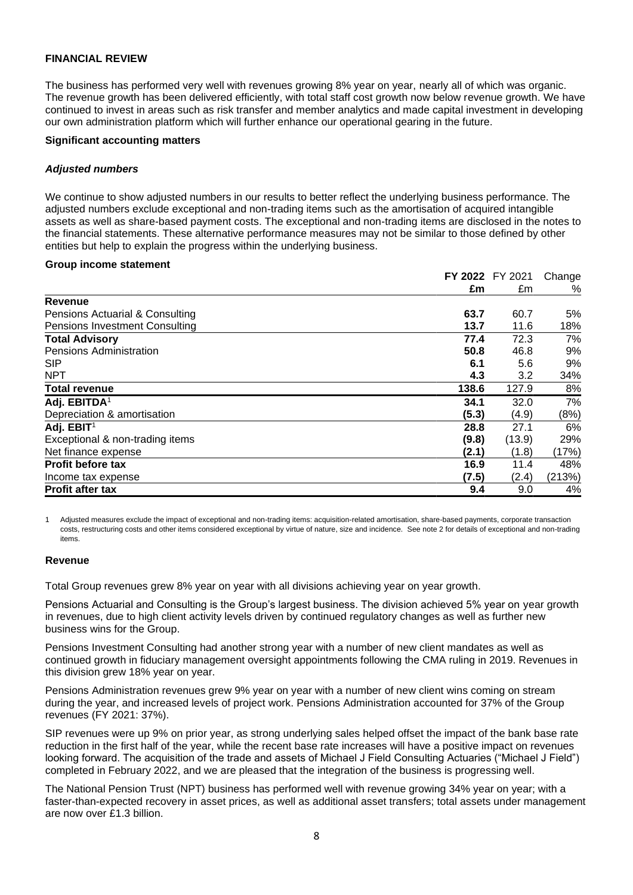## FINANCIAL REVIEW

The business has performed very well with revenues growing 8% year on year, nearly all of which was organic. The revenue growth has been delivered efficiently, with total staff cost growth now below revenue growth. We have continued to invest in areas such as risk transfer and member analytics and made capital investment in developing our own administration platform which will further enhance our operational gearing in the future.

### Significant accounting matters

#### *Adjusted numbers*

We continue to show adjusted numbers in our results to better reflect the underlying business performance. The adjusted numbers exclude exceptional and non-trading items such as the amortisation of acquired intangible assets as well as share-based payment costs. The exceptional and non-trading items are disclosed in the notes to the financial statements. These alternative performance measures may not be similar to those defined by other entities but help to explain the progress within the underlying business.

### Group income statement

| | **FY 2022** | FY 2021 | Change |
|---|---|---|---|
| | **£m** | £m | % |
| **Revenue** | | | |
| Pensions Actuarial & Consulting | **63.7** | 60.7 | 5% |
| Pensions Investment Consulting | **13.7** | 11.6 | 18% |
| **Total Advisory** | **77.4** | 72.3 | 7% |
| Pensions Administration | **50.8** | 46.8 | 9% |
| SIP | **6.1** | 5.6 | 9% |
| NPT | **4.3** | 3.2 | 34% |
| **Total revenue** | **138.6** | 127.9 | 8% |
| **Adj. EBITDA**[1] | **34.1** | 32.0 | 7% |
| Depreciation & amortisation | **(5.3)** | (4.9) | (8%) |
| **Adj. EBIT**[1] | **28.8** | 27.1 | 6% |
| Exceptional & non-trading items | **(9.8)** | (13.9) | 29% |
| Net finance expense | **(2.1)** | (1.8) | (17%) |
| **Profit before tax** | **16.9** | 11.4 | 48% |
| Income tax expense | **(7.5)** | (2.4) | (213%) |
| **Profit after tax** | **9.4** | 9.0 | 4% |

1 Adjusted measures exclude the impact of exceptional and non-trading items: acquisition-related amortisation, share-based payments, corporate transaction costs, restructuring costs and other items considered exceptional by virtue of nature, size and incidence. See note 2 for details of exceptional and non-trading items.

### Revenue

Total Group revenues grew 8% year on year with all divisions achieving year on year growth.

Pensions Actuarial and Consulting is the Group's largest business. The division achieved 5% year on year growth in revenues, due to high client activity levels driven by continued regulatory changes as well as further new business wins for the Group.

Pensions Investment Consulting had another strong year with a number of new client mandates as well as continued growth in fiduciary management oversight appointments following the CMA ruling in 2019. Revenues in this division grew 18% year on year.

Pensions Administration revenues grew 9% year on year with a number of new client wins coming on stream during the year, and increased levels of project work. Pensions Administration accounted for 37% of the Group revenues (FY 2021: 37%).

SIP revenues were up 9% on prior year, as strong underlying sales helped offset the impact of the bank base rate reduction in the first half of the year, while the recent base rate increases will have a positive impact on revenues looking forward. The acquisition of the trade and assets of Michael J Field Consulting Actuaries ("Michael J Field") completed in February 2022, and we are pleased that the integration of the business is progressing well.

The National Pension Trust (NPT) business has performed well with revenue growing 34% year on year; with a faster-than-expected recovery in asset prices, as well as additional asset transfers; total assets under management are now over £1.3 billion.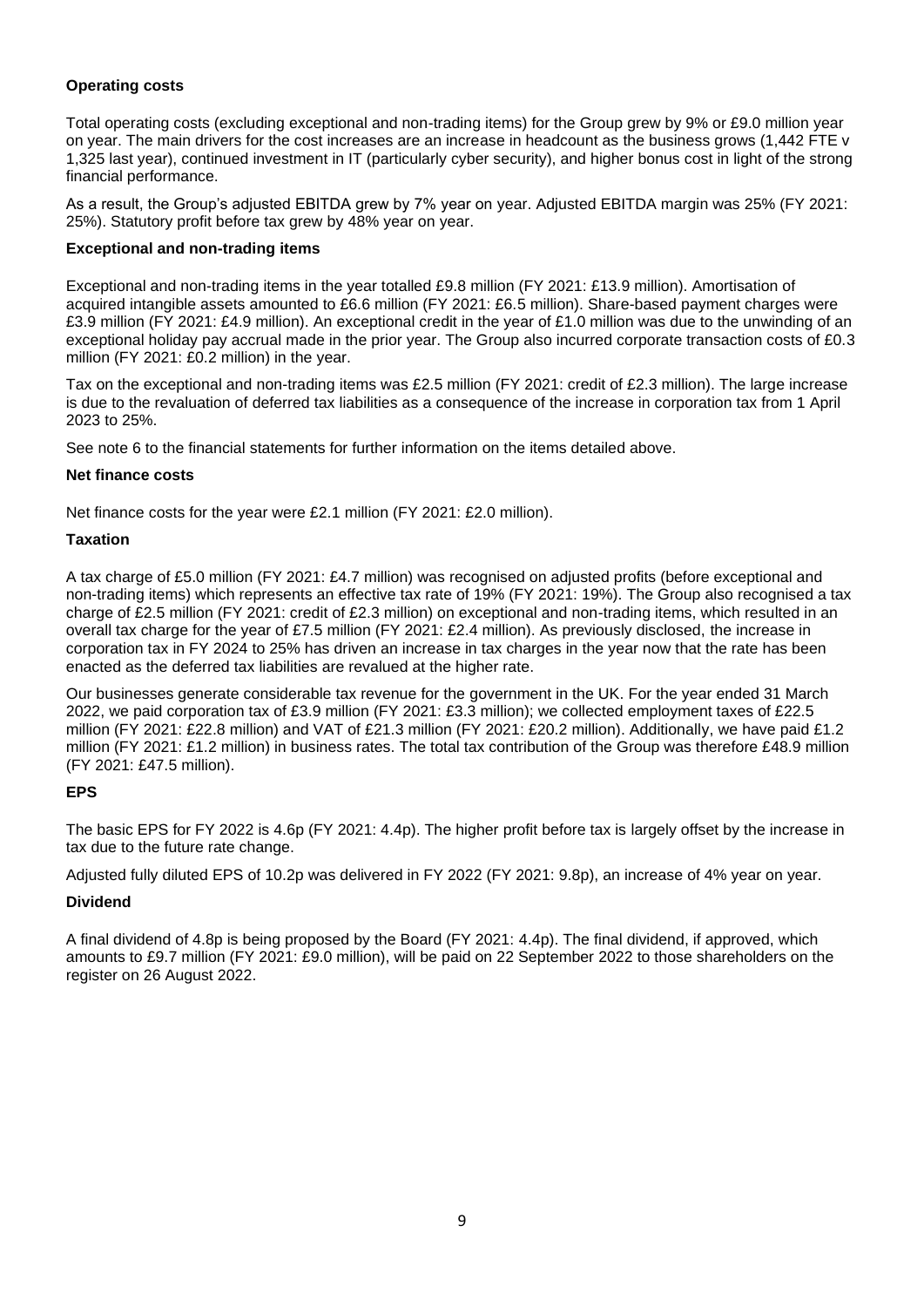### Operating costs

Total operating costs (excluding exceptional and non-trading items) for the Group grew by 9% or £9.0 million year on year. The main drivers for the cost increases are an increase in headcount as the business grows (1,442 FTE v 1,325 last year), continued investment in IT (particularly cyber security), and higher bonus cost in light of the strong financial performance.

As a result, the Group's adjusted EBITDA grew by 7% year on year. Adjusted EBITDA margin was 25% (FY 2021: 25%). Statutory profit before tax grew by 48% year on year.

### Exceptional and non-trading items

Exceptional and non-trading items in the year totalled £9.8 million (FY 2021: £13.9 million). Amortisation of acquired intangible assets amounted to £6.6 million (FY 2021: £6.5 million). Share-based payment charges were £3.9 million (FY 2021: £4.9 million). An exceptional credit in the year of £1.0 million was due to the unwinding of an exceptional holiday pay accrual made in the prior year. The Group also incurred corporate transaction costs of £0.3 million (FY 2021: £0.2 million) in the year.

Tax on the exceptional and non-trading items was £2.5 million (FY 2021: credit of £2.3 million). The large increase is due to the revaluation of deferred tax liabilities as a consequence of the increase in corporation tax from 1 April 2023 to 25%.

See note 6 to the financial statements for further information on the items detailed above.

### Net finance costs

Net finance costs for the year were £2.1 million (FY 2021: £2.0 million).

### Taxation

A tax charge of £5.0 million (FY 2021: £4.7 million) was recognised on adjusted profits (before exceptional and non-trading items) which represents an effective tax rate of 19% (FY 2021: 19%). The Group also recognised a tax charge of £2.5 million (FY 2021: credit of £2.3 million) on exceptional and non-trading items, which resulted in an overall tax charge for the year of £7.5 million (FY 2021: £2.4 million). As previously disclosed, the increase in corporation tax in FY 2024 to 25% has driven an increase in tax charges in the year now that the rate has been enacted as the deferred tax liabilities are revalued at the higher rate.

Our businesses generate considerable tax revenue for the government in the UK. For the year ended 31 March 2022, we paid corporation tax of £3.9 million (FY 2021: £3.3 million); we collected employment taxes of £22.5 million (FY 2021: £22.8 million) and VAT of £21.3 million (FY 2021: £20.2 million). Additionally, we have paid £1.2 million (FY 2021: £1.2 million) in business rates. The total tax contribution of the Group was therefore £48.9 million (FY 2021: £47.5 million).

### EPS

The basic EPS for FY 2022 is 4.6p (FY 2021: 4.4p). The higher profit before tax is largely offset by the increase in tax due to the future rate change.

Adjusted fully diluted EPS of 10.2p was delivered in FY 2022 (FY 2021: 9.8p), an increase of 4% year on year.

### Dividend

A final dividend of 4.8p is being proposed by the Board (FY 2021: 4.4p). The final dividend, if approved, which amounts to £9.7 million (FY 2021: £9.0 million), will be paid on 22 September 2022 to those shareholders on the register on 26 August 2022.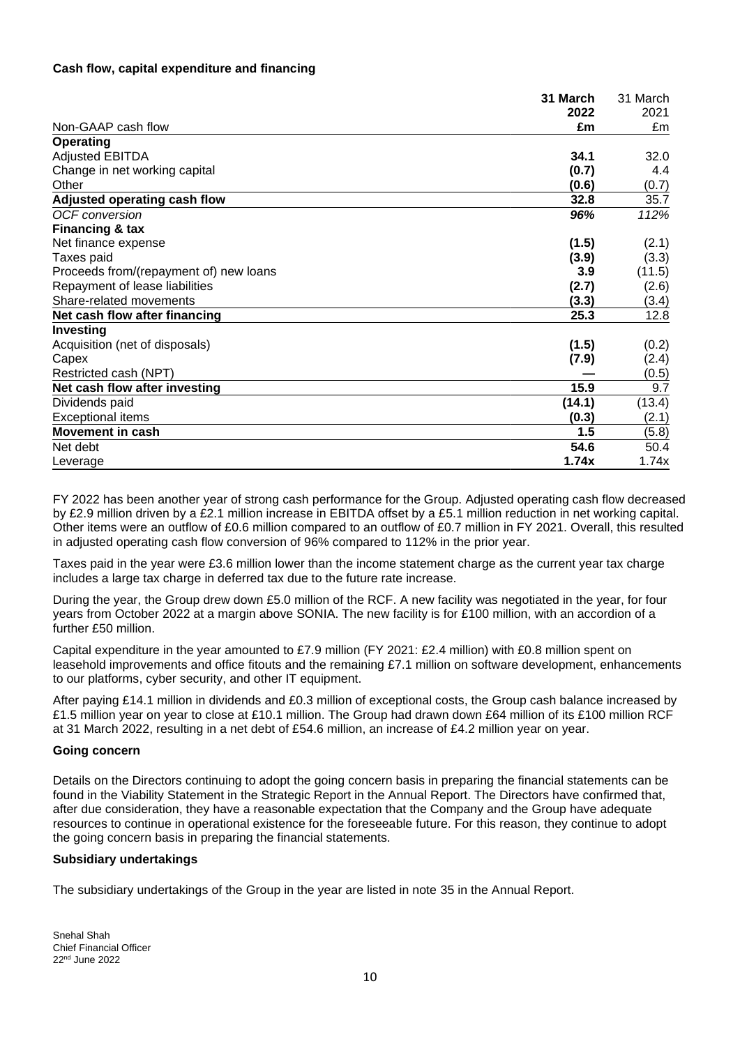**Cash flow, capital expenditure and financing**

| Non-GAAP cash flow | **31 March 2022 £m** | 31 March 2021 £m |
|---|---|---|
| **Operating** | | |
| Adjusted EBITDA | **34.1** | 32.0 |
| Change in net working capital | **(0.7)** | 4.4 |
| Other | **(0.6)** | (0.7) |
| **Adjusted operating cash flow** | **32.8** | 35.7 |
| *OCF conversion* | ***96%*** | *112%* |
| **Financing & tax** | | |
| Net finance expense | **(1.5)** | (2.1) |
| Taxes paid | **(3.9)** | (3.3) |
| Proceeds from/(repayment of) new loans | **3.9** | (11.5) |
| Repayment of lease liabilities | **(2.7)** | (2.6) |
| Share-related movements | **(3.3)** | (3.4) |
| **Net cash flow after financing** | **25.3** | 12.8 |
| **Investing** | | |
| Acquisition (net of disposals) | **(1.5)** | (0.2) |
| Capex | **(7.9)** | (2.4) |
| Restricted cash (NPT) | **—** | (0.5) |
| **Net cash flow after investing** | **15.9** | 9.7 |
| Dividends paid | **(14.1)** | (13.4) |
| Exceptional items | **(0.3)** | (2.1) |
| **Movement in cash** | **1.5** | (5.8) |
| Net debt | **54.6** | 50.4 |
| Leverage | **1.74x** | 1.74x |

FY 2022 has been another year of strong cash performance for the Group. Adjusted operating cash flow decreased by £2.9 million driven by a £2.1 million increase in EBITDA offset by a £5.1 million reduction in net working capital. Other items were an outflow of £0.6 million compared to an outflow of £0.7 million in FY 2021. Overall, this resulted in adjusted operating cash flow conversion of 96% compared to 112% in the prior year.

Taxes paid in the year were £3.6 million lower than the income statement charge as the current year tax charge includes a large tax charge in deferred tax due to the future rate increase.

During the year, the Group drew down £5.0 million of the RCF. A new facility was negotiated in the year, for four years from October 2022 at a margin above SONIA. The new facility is for £100 million, with an accordion of a further £50 million.

Capital expenditure in the year amounted to £7.9 million (FY 2021: £2.4 million) with £0.8 million spent on leasehold improvements and office fitouts and the remaining £7.1 million on software development, enhancements to our platforms, cyber security, and other IT equipment.

After paying £14.1 million in dividends and £0.3 million of exceptional costs, the Group cash balance increased by £1.5 million year on year to close at £10.1 million. The Group had drawn down £64 million of its £100 million RCF at 31 March 2022, resulting in a net debt of £54.6 million, an increase of £4.2 million year on year.

**Going concern**

Details on the Directors continuing to adopt the going concern basis in preparing the financial statements can be found in the Viability Statement in the Strategic Report in the Annual Report. The Directors have confirmed that, after due consideration, they have a reasonable expectation that the Company and the Group have adequate resources to continue in operational existence for the foreseeable future. For this reason, they continue to adopt the going concern basis in preparing the financial statements.

**Subsidiary undertakings**

The subsidiary undertakings of the Group in the year are listed in note 35 in the Annual Report.

Snehal Shah
Chief Financial Officer
22nd June 2022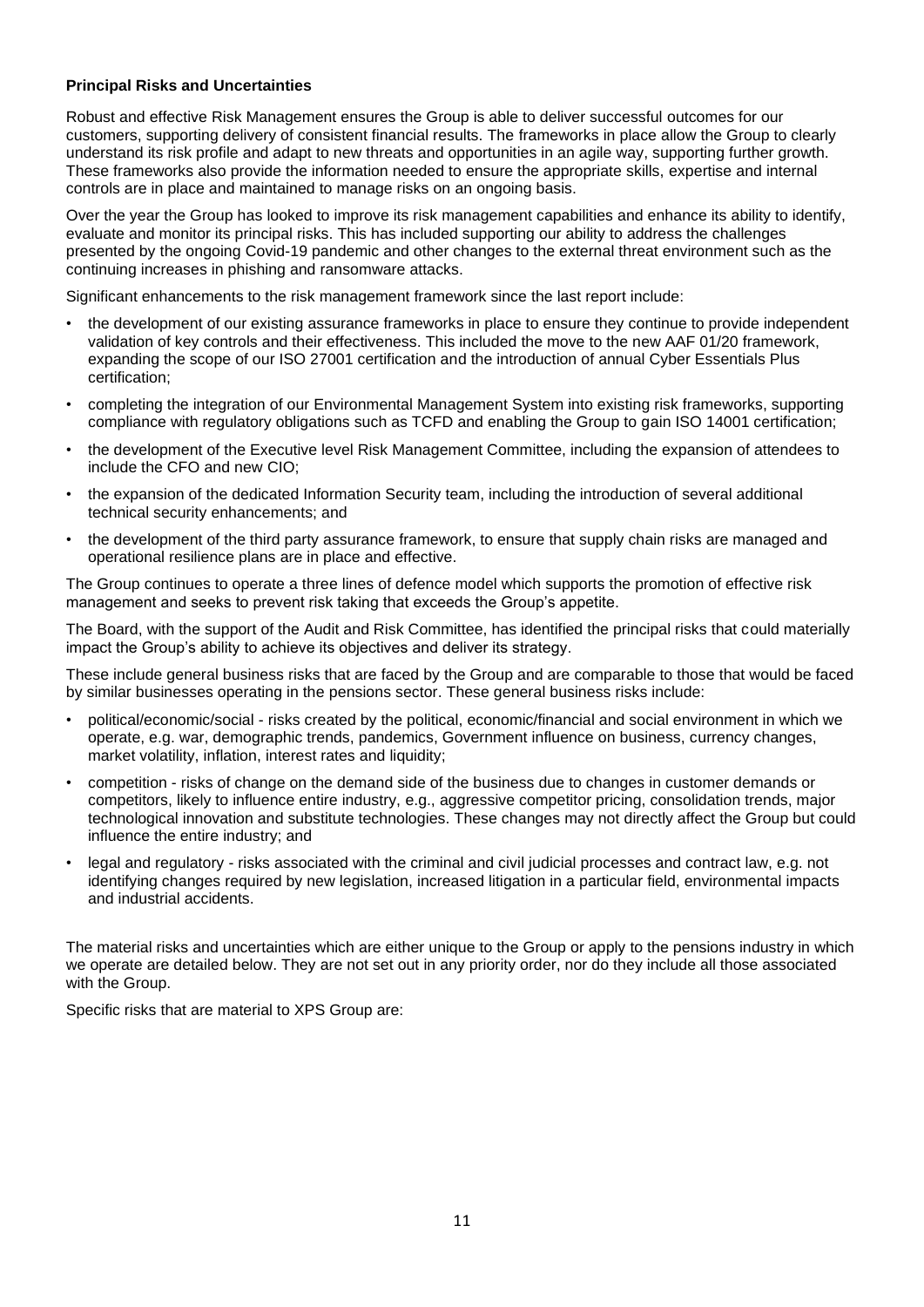**Principal Risks and Uncertainties**

Robust and effective Risk Management ensures the Group is able to deliver successful outcomes for our customers, supporting delivery of consistent financial results. The frameworks in place allow the Group to clearly understand its risk profile and adapt to new threats and opportunities in an agile way, supporting further growth. These frameworks also provide the information needed to ensure the appropriate skills, expertise and internal controls are in place and maintained to manage risks on an ongoing basis.

Over the year the Group has looked to improve its risk management capabilities and enhance its ability to identify, evaluate and monitor its principal risks. This has included supporting our ability to address the challenges presented by the ongoing Covid-19 pandemic and other changes to the external threat environment such as the continuing increases in phishing and ransomware attacks.

Significant enhancements to the risk management framework since the last report include:

- the development of our existing assurance frameworks in place to ensure they continue to provide independent validation of key controls and their effectiveness. This included the move to the new AAF 01/20 framework, expanding the scope of our ISO 27001 certification and the introduction of annual Cyber Essentials Plus certification;
- completing the integration of our Environmental Management System into existing risk frameworks, supporting compliance with regulatory obligations such as TCFD and enabling the Group to gain ISO 14001 certification;
- the development of the Executive level Risk Management Committee, including the expansion of attendees to include the CFO and new CIO;
- the expansion of the dedicated Information Security team, including the introduction of several additional technical security enhancements; and
- the development of the third party assurance framework, to ensure that supply chain risks are managed and operational resilience plans are in place and effective.

The Group continues to operate a three lines of defence model which supports the promotion of effective risk management and seeks to prevent risk taking that exceeds the Group's appetite.

The Board, with the support of the Audit and Risk Committee, has identified the principal risks that could materially impact the Group's ability to achieve its objectives and deliver its strategy.

These include general business risks that are faced by the Group and are comparable to those that would be faced by similar businesses operating in the pensions sector. These general business risks include:

- political/economic/social - risks created by the political, economic/financial and social environment in which we operate, e.g. war, demographic trends, pandemics, Government influence on business, currency changes, market volatility, inflation, interest rates and liquidity;
- competition - risks of change on the demand side of the business due to changes in customer demands or competitors, likely to influence entire industry, e.g., aggressive competitor pricing, consolidation trends, major technological innovation and substitute technologies. These changes may not directly affect the Group but could influence the entire industry; and
- legal and regulatory - risks associated with the criminal and civil judicial processes and contract law, e.g. not identifying changes required by new legislation, increased litigation in a particular field, environmental impacts and industrial accidents.

The material risks and uncertainties which are either unique to the Group or apply to the pensions industry in which we operate are detailed below. They are not set out in any priority order, nor do they include all those associated with the Group.

Specific risks that are material to XPS Group are: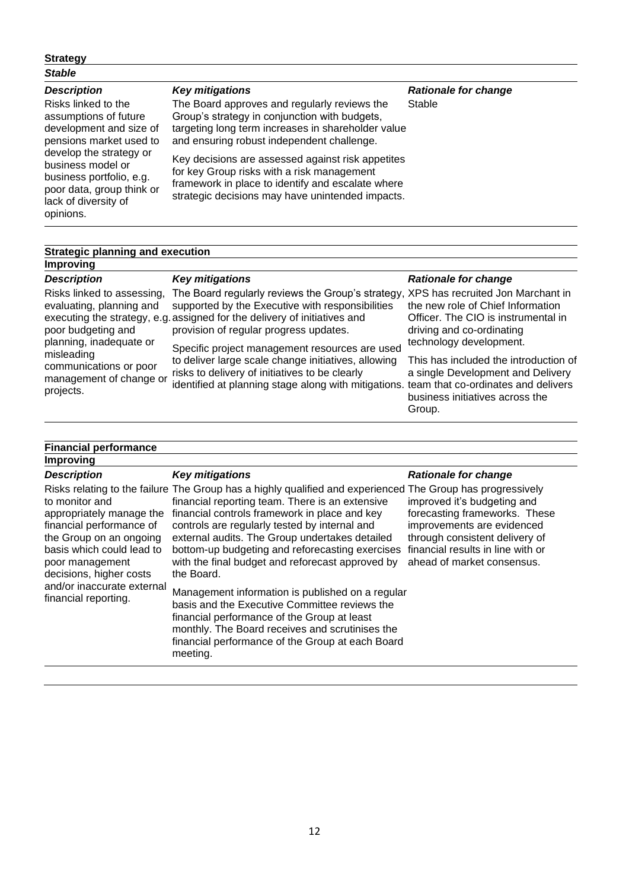**Strategy**

***Stable***

| *Description* | *Key mitigations* | *Rationale for change* |
| --- | --- | --- |
| Risks linked to the assumptions of future development and size of pensions market used to develop the strategy or business model or business portfolio, e.g. poor data, group think or lack of diversity of opinions. | The Board approves and regularly reviews the Group's strategy in conjunction with budgets, targeting long term increases in shareholder value and ensuring robust independent challenge.<br><br>Key decisions are assessed against risk appetites for key Group risks with a risk management framework in place to identify and escalate where strategic decisions may have unintended impacts. | Stable |

**Strategic planning and execution**

**Improving**

| *Description* | *Key mitigations* | *Rationale for change* |
| --- | --- | --- |
| Risks linked to assessing, evaluating, planning and executing the strategy, e.g. poor budgeting and planning, inadequate or misleading communications or poor management of change or projects. | The Board regularly reviews the Group's strategy, supported by the Executive with responsibilities assigned for the delivery of initiatives and provision of regular progress updates.<br><br>Specific project management resources are used to deliver large scale change initiatives, allowing risks to delivery of initiatives to be clearly identified at planning stage along with mitigations. | XPS has recruited Jon Marchant in the new role of Chief Information Officer. The CIO is instrumental in driving and co-ordinating technology development.<br><br>This has included the introduction of a single Development and Delivery team that co-ordinates and delivers business initiatives across the Group. |

**Financial performance**

**Improving**

| *Description* | *Key mitigations* | *Rationale for change* |
| --- | --- | --- |
| Risks relating to the failure to monitor and appropriately manage the financial performance of the Group on an ongoing basis which could lead to poor management decisions, higher costs and/or inaccurate external financial reporting. | The Group has a highly qualified and experienced financial reporting team. There is an extensive financial controls framework in place and key controls are regularly tested by internal and external audits. The Group undertakes detailed bottom-up budgeting and reforecasting exercises with the final budget and reforecast approved by the Board.<br><br>Management information is published on a regular basis and the Executive Committee reviews the financial performance of the Group at least monthly. The Board receives and scrutinises the financial performance of the Group at each Board meeting. | The Group has progressively improved it's budgeting and forecasting frameworks. These improvements are evidenced through consistent delivery of financial results in line with or ahead of market consensus. |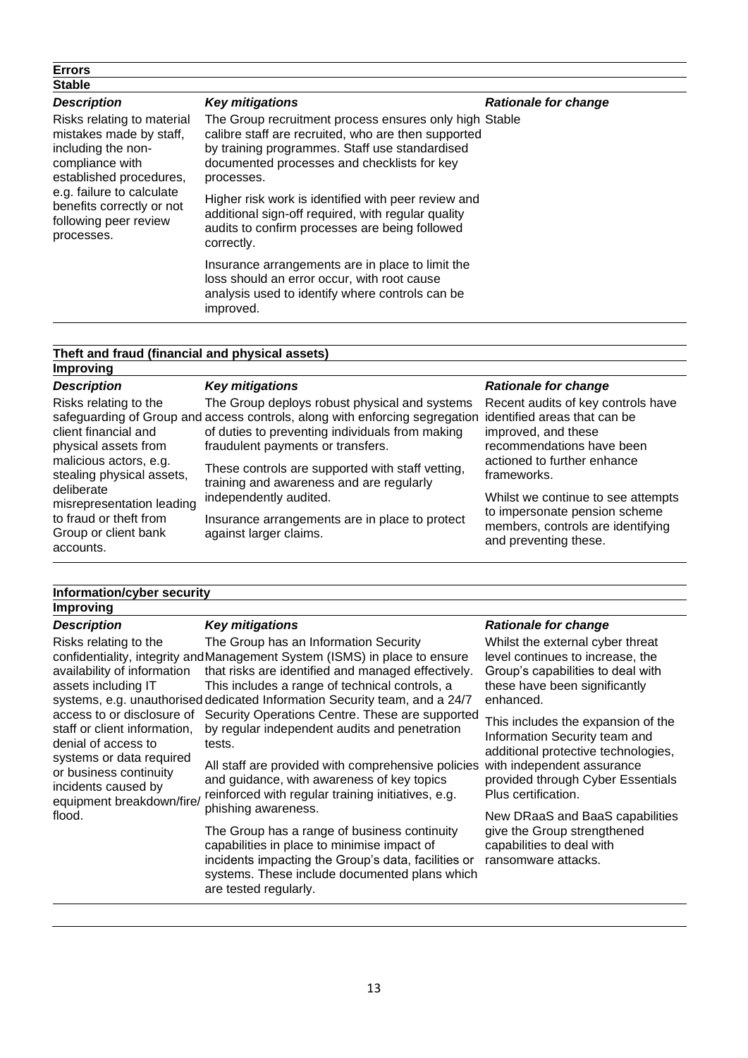**Errors**

**Stable**

| *Description* | *Key mitigations* | *Rationale for change* |
|---|---|---|
| Risks relating to material mistakes made by staff, including the non-compliance with established procedures, e.g. failure to calculate benefits correctly or not following peer review processes. | The Group recruitment process ensures only high calibre staff are recruited, who are then supported by training programmes. Staff use standardised documented processes and checklists for key processes.<br><br>Higher risk work is identified with peer review and additional sign-off required, with regular quality audits to confirm processes are being followed correctly.<br><br>Insurance arrangements are in place to limit the loss should an error occur, with root cause analysis used to identify where controls can be improved. | Stable |

**Theft and fraud (financial and physical assets)**

**Improving**

| *Description* | *Key mitigations* | *Rationale for change* |
|---|---|---|
| Risks relating to the safeguarding of Group and client financial and physical assets from malicious actors, e.g. stealing physical assets, deliberate misrepresentation leading to fraud or theft from Group or client bank accounts. | The Group deploys robust physical and systems access controls, along with enforcing segregation of duties to preventing individuals from making fraudulent payments or transfers.<br><br>These controls are supported with staff vetting, training and awareness and are regularly independently audited.<br><br>Insurance arrangements are in place to protect against larger claims. | Recent audits of key controls have identified areas that can be improved, and these recommendations have been actioned to further enhance frameworks.<br><br>Whilst we continue to see attempts to impersonate pension scheme members, controls are identifying and preventing these. |

**Information/cyber security**

**Improving**

| *Description* | *Key mitigations* | *Rationale for change* |
|---|---|---|
| Risks relating to the confidentiality, integrity and availability of information assets including IT systems, e.g. unauthorised access to or disclosure of staff or client information, denial of access to systems or data required or business continuity incidents caused by equipment breakdown/fire/flood. | The Group has an Information Security Management System (ISMS) in place to ensure that risks are identified and managed effectively. This includes a range of technical controls, a dedicated Information Security team, and a 24/7 Security Operations Centre. These are supported by regular independent audits and penetration tests.<br><br>All staff are provided with comprehensive policies and guidance, with awareness of key topics reinforced with regular training initiatives, e.g. phishing awareness.<br><br>The Group has a range of business continuity capabilities in place to minimise impact of incidents impacting the Group's data, facilities or systems. These include documented plans which are tested regularly. | Whilst the external cyber threat level continues to increase, the Group's capabilities to deal with these have been significantly enhanced.<br><br>This includes the expansion of the Information Security team and additional protective technologies, with independent assurance provided through Cyber Essentials Plus certification.<br><br>New DRaaS and BaaS capabilities give the Group strengthened capabilities to deal with ransomware attacks. |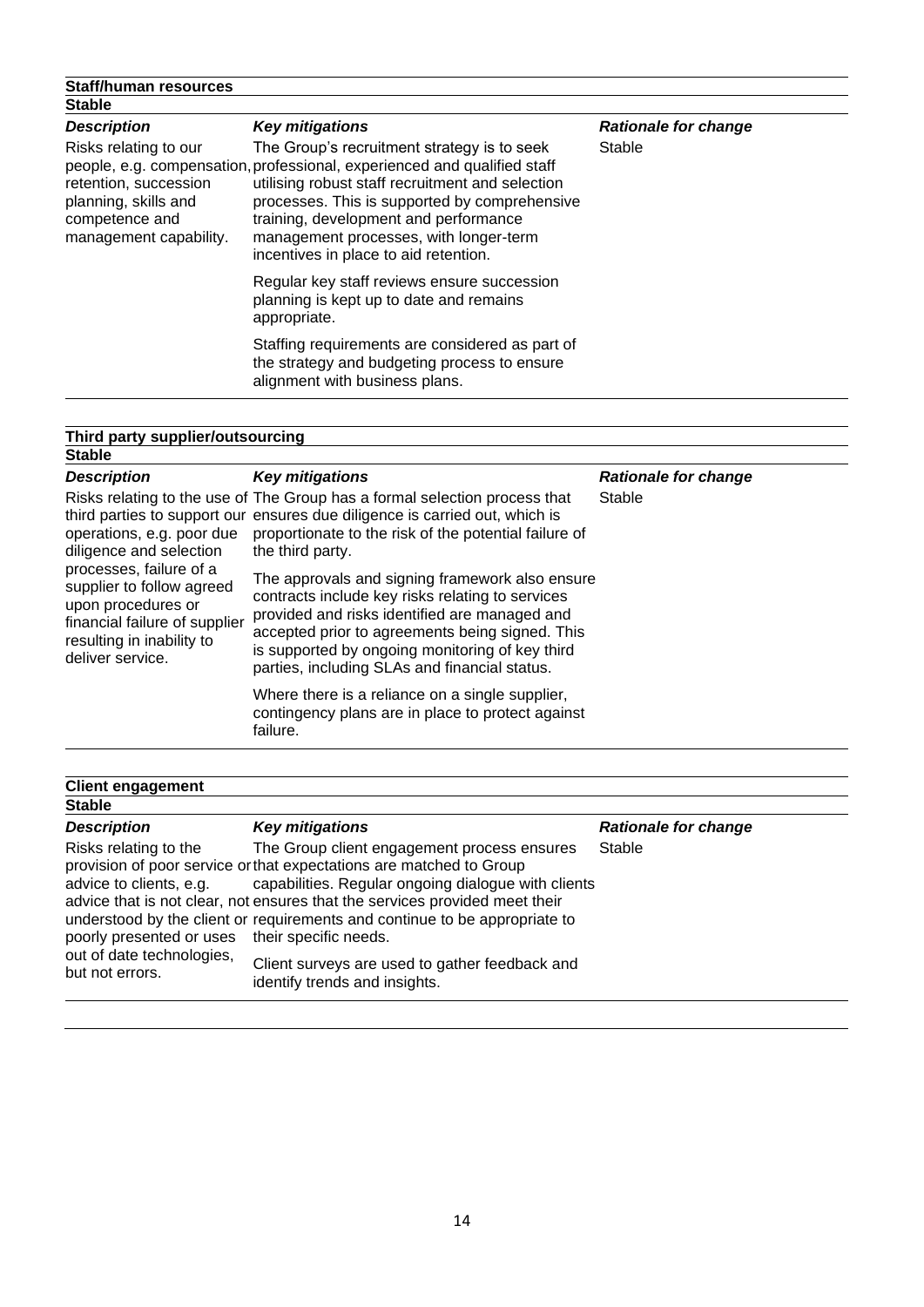### Staff/human resources

**Stable**

| *Description* | *Key mitigations* | *Rationale for change* |
|---|---|---|
| Risks relating to our people, e.g. compensation, retention, succession planning, skills and competence and management capability. | The Group's recruitment strategy is to seek professional, experienced and qualified staff utilising robust staff recruitment and selection processes. This is supported by comprehensive training, development and performance management processes, with longer-term incentives in place to aid retention.<br><br>Regular key staff reviews ensure succession planning is kept up to date and remains appropriate.<br><br>Staffing requirements are considered as part of the strategy and budgeting process to ensure alignment with business plans. | Stable |

### Third party supplier/outsourcing

**Stable**

| *Description* | *Key mitigations* | *Rationale for change* |
|---|---|---|
| Risks relating to the use of third parties to support our operations, e.g. poor due diligence and selection processes, failure of a supplier to follow agreed upon procedures or financial failure of supplier resulting in inability to deliver service. | The Group has a formal selection process that ensures due diligence is carried out, which is proportionate to the risk of the potential failure of the third party.<br><br>The approvals and signing framework also ensure contracts include key risks relating to services provided and risks identified are managed and accepted prior to agreements being signed. This is supported by ongoing monitoring of key third parties, including SLAs and financial status.<br><br>Where there is a reliance on a single supplier, contingency plans are in place to protect against failure. | Stable |

### Client engagement

**Stable**

| *Description* | *Key mitigations* | *Rationale for change* |
|---|---|---|
| Risks relating to the provision of poor service or advice to clients, e.g. advice that is not clear, not understood by the client or poorly presented or uses out of date technologies, but not errors. | The Group client engagement process ensures that expectations are matched to Group capabilities. Regular ongoing dialogue with clients ensures that the services provided meet their requirements and continue to be appropriate to their specific needs.<br><br>Client surveys are used to gather feedback and identify trends and insights. | Stable |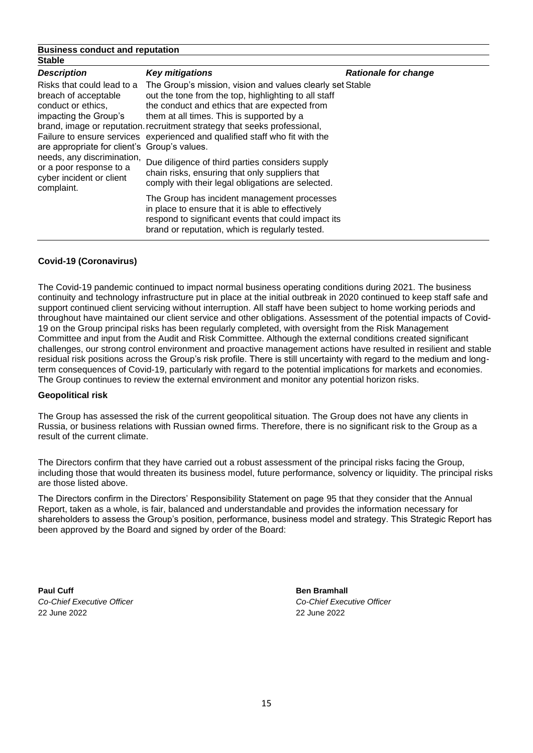**Business conduct and reputation**

**Stable**

| *Description* | *Key mitigations* | *Rationale for change* |
|---|---|---|
| Risks that could lead to a breach of acceptable conduct or ethics, impacting the Group's brand, image or reputation. Failure to ensure services are appropriate for client's needs, any discrimination, or a poor response to a cyber incident or client complaint. | The Group's mission, vision and values clearly set out the tone from the top, highlighting to all staff the conduct and ethics that are expected from them at all times. This is supported by a recruitment strategy that seeks professional, experienced and qualified staff who fit with the Group's values.<br><br>Due diligence of third parties considers supply chain risks, ensuring that only suppliers that comply with their legal obligations are selected.<br><br>The Group has incident management processes in place to ensure that it is able to effectively respond to significant events that could impact its brand or reputation, which is regularly tested. | Stable |

**Covid-19 (Coronavirus)**

The Covid-19 pandemic continued to impact normal business operating conditions during 2021. The business continuity and technology infrastructure put in place at the initial outbreak in 2020 continued to keep staff safe and support continued client servicing without interruption. All staff have been subject to home working periods and throughout have maintained our client service and other obligations. Assessment of the potential impacts of Covid-19 on the Group principal risks has been regularly completed, with oversight from the Risk Management Committee and input from the Audit and Risk Committee. Although the external conditions created significant challenges, our strong control environment and proactive management actions have resulted in resilient and stable residual risk positions across the Group's risk profile. There is still uncertainty with regard to the medium and long-term consequences of Covid-19, particularly with regard to the potential implications for markets and economies. The Group continues to review the external environment and monitor any potential horizon risks.

**Geopolitical risk**

The Group has assessed the risk of the current geopolitical situation. The Group does not have any clients in Russia, or business relations with Russian owned firms. Therefore, there is no significant risk to the Group as a result of the current climate.

The Directors confirm that they have carried out a robust assessment of the principal risks facing the Group, including those that would threaten its business model, future performance, solvency or liquidity. The principal risks are those listed above.

The Directors confirm in the Directors' Responsibility Statement on page 95 that they consider that the Annual Report, taken as a whole, is fair, balanced and understandable and provides the information necessary for shareholders to assess the Group's position, performance, business model and strategy. This Strategic Report has been approved by the Board and signed by order of the Board:

**Paul Cuff**
*Co-Chief Executive Officer*
22 June 2022

**Ben Bramhall**
*Co-Chief Executive Officer*
22 June 2022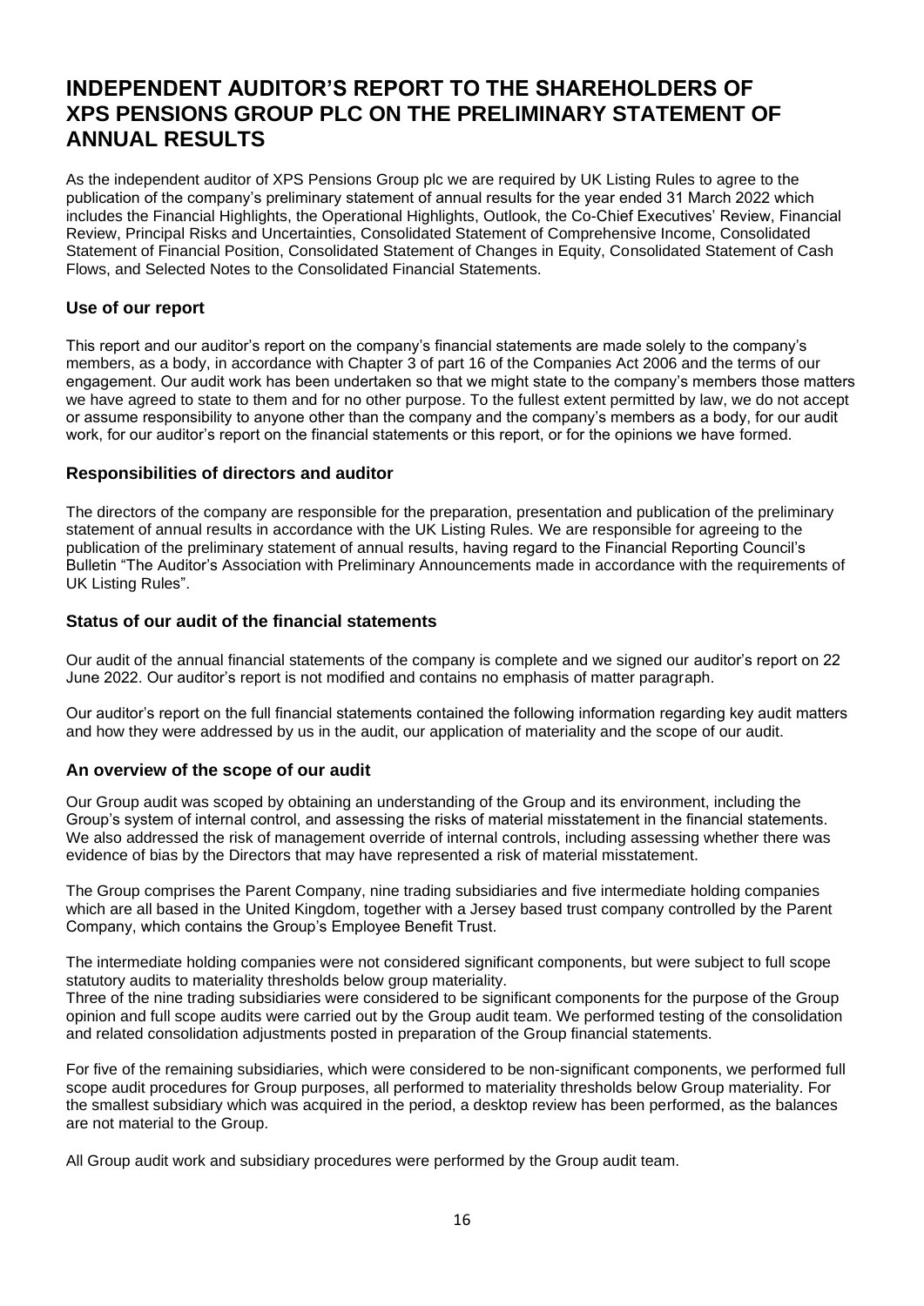# INDEPENDENT AUDITOR'S REPORT TO THE SHAREHOLDERS OF XPS PENSIONS GROUP PLC ON THE PRELIMINARY STATEMENT OF ANNUAL RESULTS

As the independent auditor of XPS Pensions Group plc we are required by UK Listing Rules to agree to the publication of the company's preliminary statement of annual results for the year ended 31 March 2022 which includes the Financial Highlights, the Operational Highlights, Outlook, the Co-Chief Executives' Review, Financial Review, Principal Risks and Uncertainties, Consolidated Statement of Comprehensive Income, Consolidated Statement of Financial Position, Consolidated Statement of Changes in Equity, Consolidated Statement of Cash Flows, and Selected Notes to the Consolidated Financial Statements.

### Use of our report

This report and our auditor's report on the company's financial statements are made solely to the company's members, as a body, in accordance with Chapter 3 of part 16 of the Companies Act 2006 and the terms of our engagement. Our audit work has been undertaken so that we might state to the company's members those matters we have agreed to state to them and for no other purpose. To the fullest extent permitted by law, we do not accept or assume responsibility to anyone other than the company and the company's members as a body, for our audit work, for our auditor's report on the financial statements or this report, or for the opinions we have formed.

### Responsibilities of directors and auditor

The directors of the company are responsible for the preparation, presentation and publication of the preliminary statement of annual results in accordance with the UK Listing Rules. We are responsible for agreeing to the publication of the preliminary statement of annual results, having regard to the Financial Reporting Council's Bulletin "The Auditor's Association with Preliminary Announcements made in accordance with the requirements of UK Listing Rules".

### Status of our audit of the financial statements

Our audit of the annual financial statements of the company is complete and we signed our auditor's report on 22 June 2022. Our auditor's report is not modified and contains no emphasis of matter paragraph.

Our auditor's report on the full financial statements contained the following information regarding key audit matters and how they were addressed by us in the audit, our application of materiality and the scope of our audit.

### An overview of the scope of our audit

Our Group audit was scoped by obtaining an understanding of the Group and its environment, including the Group's system of internal control, and assessing the risks of material misstatement in the financial statements. We also addressed the risk of management override of internal controls, including assessing whether there was evidence of bias by the Directors that may have represented a risk of material misstatement.

The Group comprises the Parent Company, nine trading subsidiaries and five intermediate holding companies which are all based in the United Kingdom, together with a Jersey based trust company controlled by the Parent Company, which contains the Group's Employee Benefit Trust.

The intermediate holding companies were not considered significant components, but were subject to full scope statutory audits to materiality thresholds below group materiality.
Three of the nine trading subsidiaries were considered to be significant components for the purpose of the Group opinion and full scope audits were carried out by the Group audit team. We performed testing of the consolidation and related consolidation adjustments posted in preparation of the Group financial statements.

For five of the remaining subsidiaries, which were considered to be non-significant components, we performed full scope audit procedures for Group purposes, all performed to materiality thresholds below Group materiality. For the smallest subsidiary which was acquired in the period, a desktop review has been performed, as the balances are not material to the Group.

All Group audit work and subsidiary procedures were performed by the Group audit team.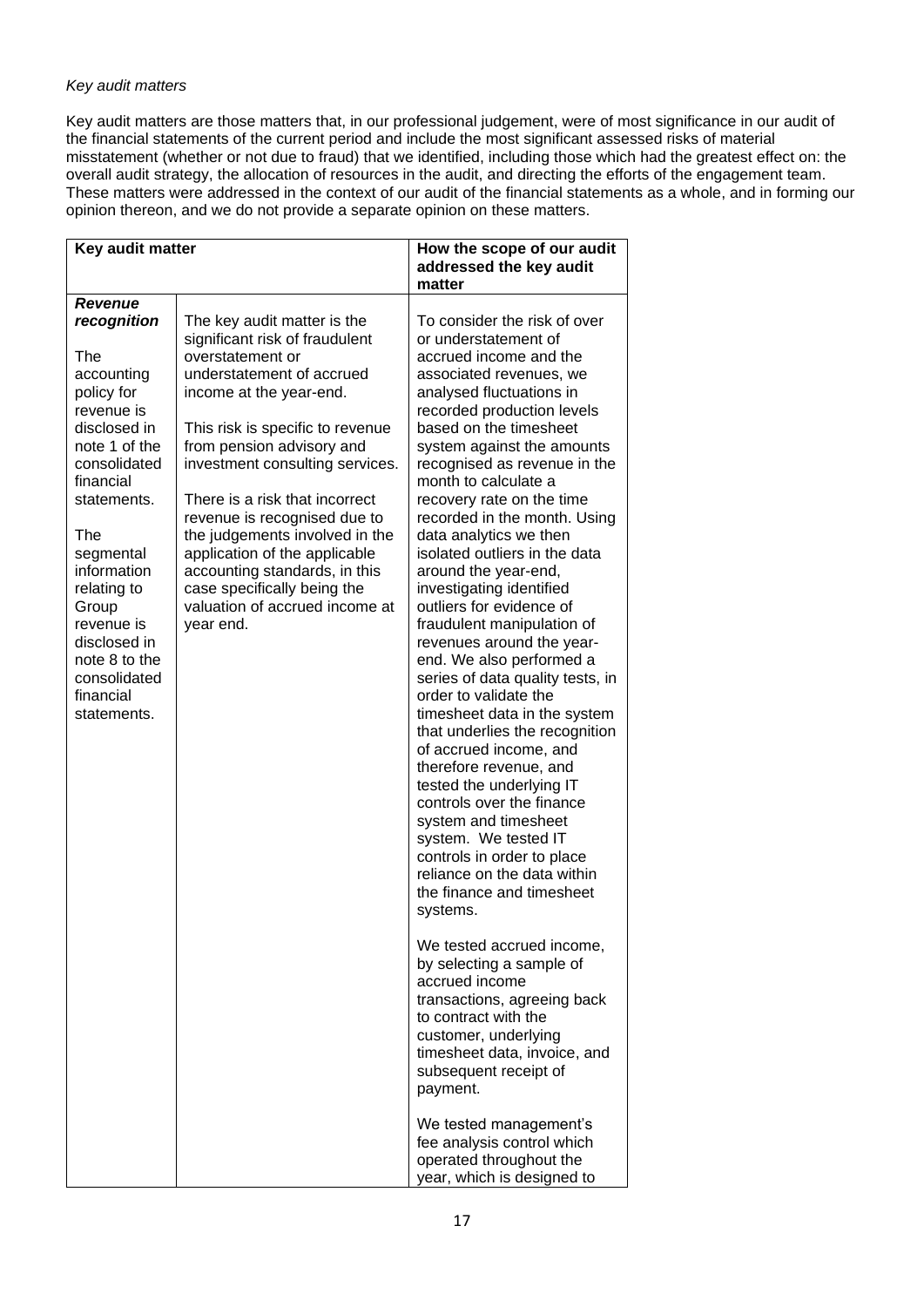*Key audit matters*

Key audit matters are those matters that, in our professional judgement, were of most significance in our audit of the financial statements of the current period and include the most significant assessed risks of material misstatement (whether or not due to fraud) that we identified, including those which had the greatest effect on: the overall audit strategy, the allocation of resources in the audit, and directing the efforts of the engagement team. These matters were addressed in the context of our audit of the financial statements as a whole, and in forming our opinion thereon, and we do not provide a separate opinion on these matters.

| **Key audit matter** | | **How the scope of our audit addressed the key audit matter** |
|---|---|---|
| ***Revenue recognition***<br><br>The accounting policy for revenue is disclosed in note 1 of the consolidated financial statements.<br><br>The segmental information relating to Group revenue is disclosed in note 8 to the consolidated financial statements. | The key audit matter is the significant risk of fraudulent overstatement or understatement of accrued income at the year-end.<br><br>This risk is specific to revenue from pension advisory and investment consulting services.<br><br>There is a risk that incorrect revenue is recognised due to the judgements involved in the application of the applicable accounting standards, in this case specifically being the valuation of accrued income at year end. | To consider the risk of over or understatement of accrued income and the associated revenues, we analysed fluctuations in recorded production levels based on the timesheet system against the amounts recognised as revenue in the month to calculate a recovery rate on the time recorded in the month. Using data analytics we then isolated outliers in the data around the year-end, investigating identified outliers for evidence of fraudulent manipulation of revenues around the year-end. We also performed a series of data quality tests, in order to validate the timesheet data in the system that underlies the recognition of accrued income, and therefore revenue, and tested the underlying IT controls over the finance system and timesheet system. We tested IT controls in order to place reliance on the data within the finance and timesheet systems.<br><br>We tested accrued income, by selecting a sample of accrued income transactions, agreeing back to contract with the customer, underlying timesheet data, invoice, and subsequent receipt of payment.<br><br>We tested management's fee analysis control which operated throughout the year, which is designed to |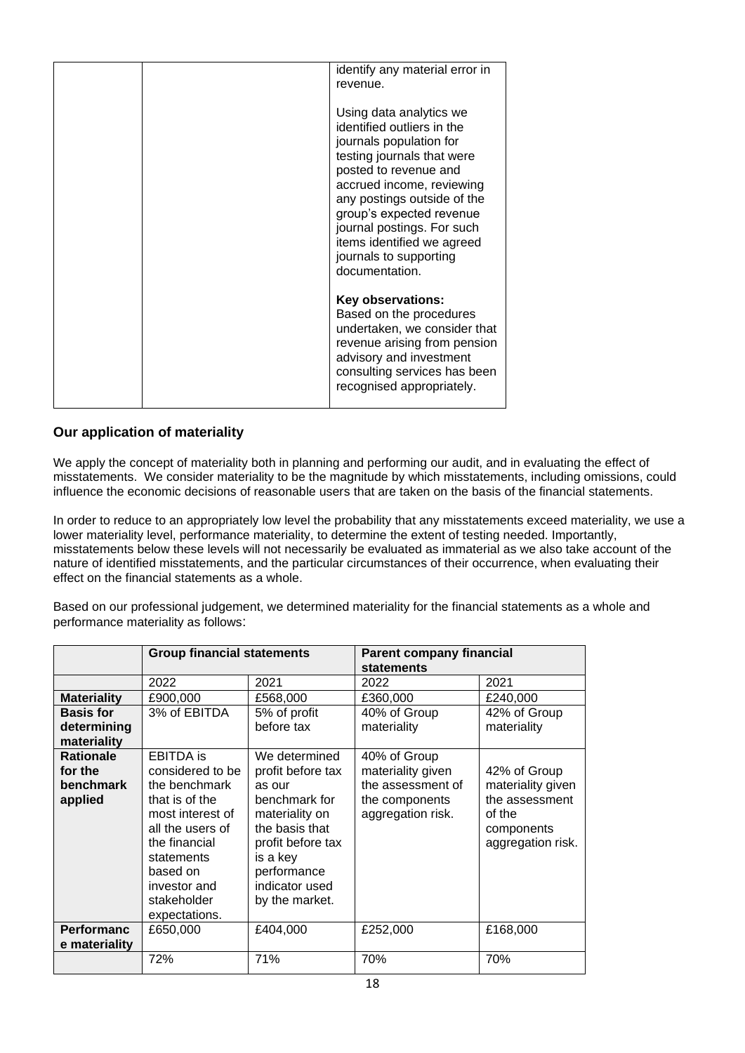| | | identify any material error in revenue.<br><br>Using data analytics we identified outliers in the journals population for testing journals that were posted to revenue and accrued income, reviewing any postings outside of the group's expected revenue journal postings. For such items identified we agreed journals to supporting documentation.<br><br>**Key observations:**<br>Based on the procedures undertaken, we consider that revenue arising from pension advisory and investment consulting services has been recognised appropriately. |
|---|---|---|

## Our application of materiality

We apply the concept of materiality both in planning and performing our audit, and in evaluating the effect of misstatements. We consider materiality to be the magnitude by which misstatements, including omissions, could influence the economic decisions of reasonable users that are taken on the basis of the financial statements.

In order to reduce to an appropriately low level the probability that any misstatements exceed materiality, we use a lower materiality level, performance materiality, to determine the extent of testing needed. Importantly, misstatements below these levels will not necessarily be evaluated as immaterial as we also take account of the nature of identified misstatements, and the particular circumstances of their occurrence, when evaluating their effect on the financial statements as a whole.

Based on our professional judgement, we determined materiality for the financial statements as a whole and performance materiality as follows:

| | **Group financial statements** | | **Parent company financial statements** | |
|---|---|---|---|---|
| | 2022 | 2021 | 2022 | 2021 |
| **Materiality** | £900,000 | £568,000 | £360,000 | £240,000 |
| **Basis for determining materiality** | 3% of EBITDA | 5% of profit before tax | 40% of Group materiality | 42% of Group materiality |
| **Rationale for the benchmark applied** | EBITDA is considered to be the benchmark that is of the most interest of all the users of the financial statements based on investor and stakeholder expectations. | We determined profit before tax as our benchmark for materiality on the basis that profit before tax is a key performance indicator used by the market. | 40% of Group materiality given the assessment of the components aggregation risk. | 42% of Group materiality given the assessment of the components aggregation risk. |
| **Performance materiality** | £650,000 | £404,000 | £252,000 | £168,000 |
| | 72% | 71% | 70% | 70% |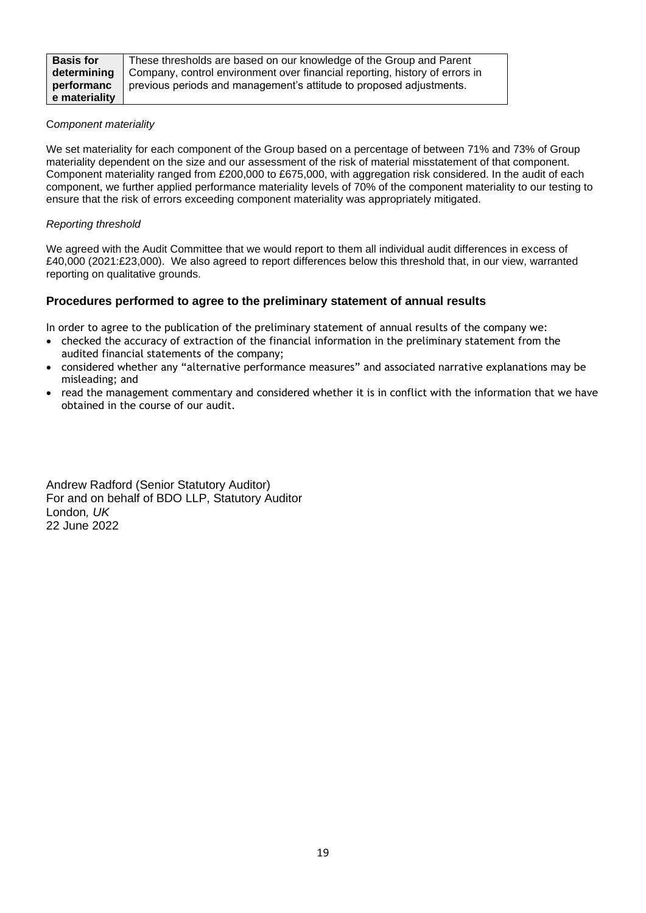| Basis for determining performance materiality | These thresholds are based on our knowledge of the Group and Parent Company, control environment over financial reporting, history of errors in previous periods and management's attitude to proposed adjustments. |
|---|---|

*Component materiality*

We set materiality for each component of the Group based on a percentage of between 71% and 73% of Group materiality dependent on the size and our assessment of the risk of material misstatement of that component. Component materiality ranged from £200,000 to £675,000, with aggregation risk considered. In the audit of each component, we further applied performance materiality levels of 70% of the component materiality to our testing to ensure that the risk of errors exceeding component materiality was appropriately mitigated.

*Reporting threshold*

We agreed with the Audit Committee that we would report to them all individual audit differences in excess of £40,000 (2021:£23,000). We also agreed to report differences below this threshold that, in our view, warranted reporting on qualitative grounds.

### Procedures performed to agree to the preliminary statement of annual results

In order to agree to the publication of the preliminary statement of annual results of the company we:

- checked the accuracy of extraction of the financial information in the preliminary statement from the audited financial statements of the company;
- considered whether any "alternative performance measures" and associated narrative explanations may be misleading; and
- read the management commentary and considered whether it is in conflict with the information that we have obtained in the course of our audit.

Andrew Radford (Senior Statutory Auditor)
For and on behalf of BDO LLP, Statutory Auditor
London*, UK*
22 June 2022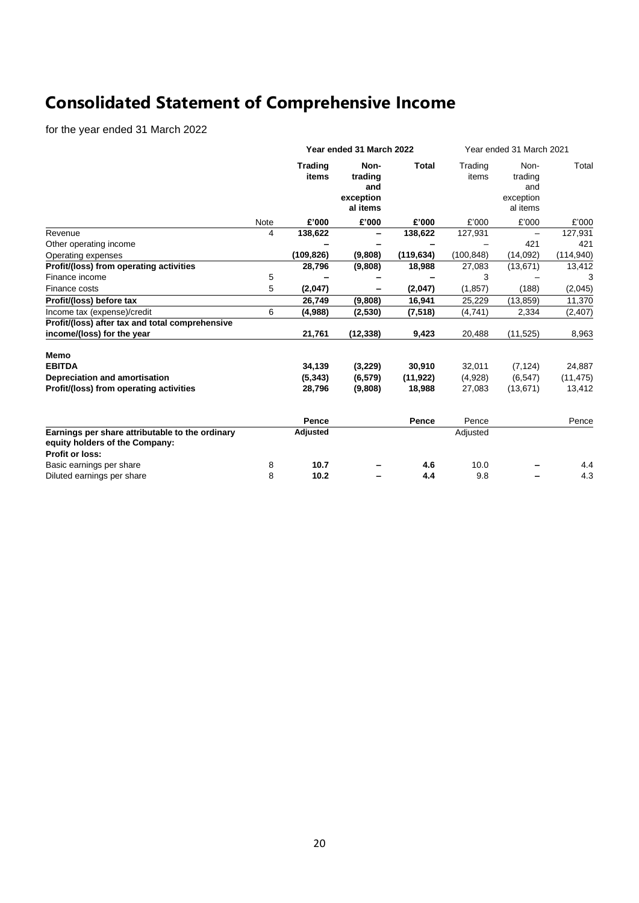# Consolidated Statement of Comprehensive Income

for the year ended 31 March 2022

| | | Year ended 31 March 2022 | | | Year ended 31 March 2021 | | |
|---|---|---|---|---|---|---|---|
| | | **Trading items** | **Non-trading and exceptional items** | **Total** | Trading items | Non-trading and exceptional items | Total |
| | Note | **£'000** | **£'000** | **£'000** | £'000 | £'000 | £'000 |
| Revenue | 4 | **138,622** | **–** | **138,622** | 127,931 | – | 127,931 |
| Other operating income | | **–** | **–** | **–** | – | 421 | 421 |
| Operating expenses | | **(109,826)** | **(9,808)** | **(119,634)** | (100,848) | (14,092) | (114,940) |
| **Profit/(loss) from operating activities** | | **28,796** | **(9,808)** | **18,988** | 27,083 | (13,671) | 13,412 |
| Finance income | 5 | **–** | **–** | **–** | 3 | – | 3 |
| Finance costs | 5 | **(2,047)** | **–** | **(2,047)** | (1,857) | (188) | (2,045) |
| **Profit/(loss) before tax** | | **26,749** | **(9,808)** | **16,941** | 25,229 | (13,859) | 11,370 |
| Income tax (expense)/credit | 6 | **(4,988)** | **(2,530)** | **(7,518)** | (4,741) | 2,334 | (2,407) |
| **Profit/(loss) after tax and total comprehensive income/(loss) for the year** | | **21,761** | **(12,338)** | **9,423** | 20,488 | (11,525) | 8,963 |
| | | | | | | | |
| **Memo** | | | | | | | |
| **EBITDA** | | **34,139** | **(3,229)** | **30,910** | 32,011 | (7,124) | 24,887 |
| **Depreciation and amortisation** | | **(5,343)** | **(6,579)** | **(11,922)** | (4,928) | (6,547) | (11,475) |
| **Profit/(loss) from operating activities** | | **28,796** | **(9,808)** | **18,988** | 27,083 | (13,671) | 13,412 |

| | | **Pence** | | **Pence** | Pence | | Pence |
|---|---|---|---|---|---|---|---|
| **Earnings per share attributable to the ordinary equity holders of the Company:** | | **Adjusted** | | | Adjusted | | |
| **Profit or loss:** | | | | | | | |
| Basic earnings per share | 8 | **10.7** | **–** | **4.6** | 10.0 | – | 4.4 |
| Diluted earnings per share | 8 | **10.2** | **–** | **4.4** | 9.8 | – | 4.3 |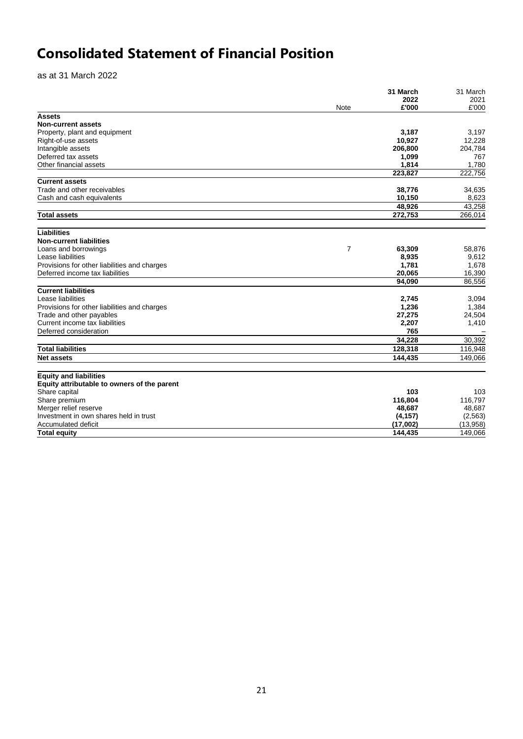# Consolidated Statement of Financial Position

as at 31 March 2022

| | Note | 31 March 2022 £'000 | 31 March 2021 £'000 |
|---|---|---|---|
| **Assets** | | | |
| **Non-current assets** | | | |
| Property, plant and equipment | | **3,187** | 3,197 |
| Right-of-use assets | | **10,927** | 12,228 |
| Intangible assets | | **206,800** | 204,784 |
| Deferred tax assets | | **1,099** | 767 |
| Other financial assets | | **1,814** | 1,780 |
| | | **223,827** | 222,756 |
| **Current assets** | | | |
| Trade and other receivables | | **38,776** | 34,635 |
| Cash and cash equivalents | | **10,150** | 8,623 |
| | | **48,926** | 43,258 |
| **Total assets** | | **272,753** | 266,014 |
| | | | |
| **Liabilities** | | | |
| **Non-current liabilities** | | | |
| Loans and borrowings | 7 | **63,309** | 58,876 |
| Lease liabilities | | **8,935** | 9,612 |
| Provisions for other liabilities and charges | | **1,781** | 1,678 |
| Deferred income tax liabilities | | **20,065** | 16,390 |
| | | **94,090** | 86,556 |
| **Current liabilities** | | | |
| Lease liabilities | | **2,745** | 3,094 |
| Provisions for other liabilities and charges | | **1,236** | 1,384 |
| Trade and other payables | | **27,275** | 24,504 |
| Current income tax liabilities | | **2,207** | 1,410 |
| Deferred consideration | | **765** | – |
| | | **34,228** | 30,392 |
| **Total liabilities** | | **128,318** | 116,948 |
| **Net assets** | | **144,435** | 149,066 |
| | | | |
| **Equity and liabilities** | | | |
| **Equity attributable to owners of the parent** | | | |
| Share capital | | **103** | 103 |
| Share premium | | **116,804** | 116,797 |
| Merger relief reserve | | **48,687** | 48,687 |
| Investment in own shares held in trust | | **(4,157)** | (2,563) |
| Accumulated deficit | | **(17,002)** | (13,958) |
| **Total equity** | | **144,435** | 149,066 |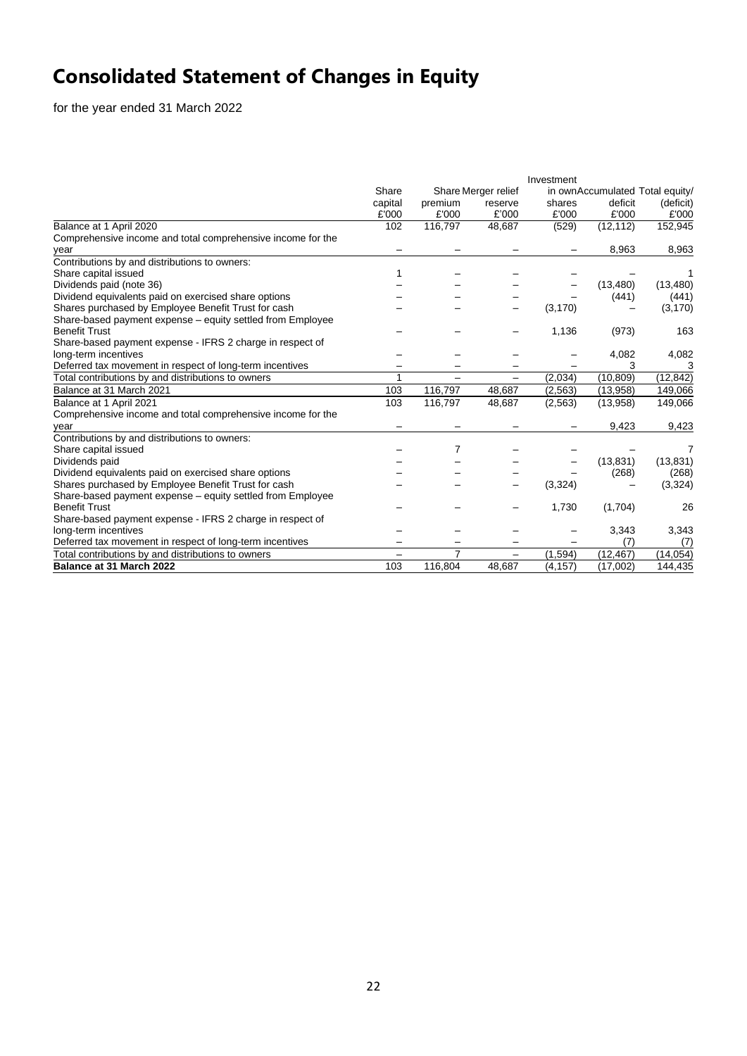# Consolidated Statement of Changes in Equity

for the year ended 31 March 2022

| | Share capital £'000 | Share premium £'000 | Merger relief reserve £'000 | Investment in own shares £'000 | Accumulated deficit £'000 | Total equity/ (deficit) £'000 |
|---|---|---|---|---|---|---|
| Balance at 1 April 2020 | 102 | 116,797 | 48,687 | (529) | (12,112) | 152,945 |
| Comprehensive income and total comprehensive income for the year | – | – | – | – | 8,963 | 8,963 |
| Contributions by and distributions to owners: | | | | | | |
| Share capital issued | 1 | – | – | – | – | 1 |
| Dividends paid (note 36) | – | – | – | – | (13,480) | (13,480) |
| Dividend equivalents paid on exercised share options | – | – | – | – | (441) | (441) |
| Shares purchased by Employee Benefit Trust for cash | – | – | – | (3,170) | – | (3,170) |
| Share-based payment expense – equity settled from Employee Benefit Trust | – | – | – | 1,136 | (973) | 163 |
| Share-based payment expense - IFRS 2 charge in respect of long-term incentives | – | – | – | – | 4,082 | 4,082 |
| Deferred tax movement in respect of long-term incentives | – | – | – | – | 3 | 3 |
| Total contributions by and distributions to owners | 1 | – | – | (2,034) | (10,809) | (12,842) |
| Balance at 31 March 2021 | 103 | 116,797 | 48,687 | (2,563) | (13,958) | 149,066 |
| Balance at 1 April 2021 | 103 | 116,797 | 48,687 | (2,563) | (13,958) | 149,066 |
| Comprehensive income and total comprehensive income for the year | – | – | – | – | 9,423 | 9,423 |
| Contributions by and distributions to owners: | | | | | | |
| Share capital issued | – | 7 | – | – | – | 7 |
| Dividends paid | – | – | – | – | (13,831) | (13,831) |
| Dividend equivalents paid on exercised share options | – | – | – | – | (268) | (268) |
| Shares purchased by Employee Benefit Trust for cash | – | – | – | (3,324) | – | (3,324) |
| Share-based payment expense – equity settled from Employee Benefit Trust | – | – | – | 1,730 | (1,704) | 26 |
| Share-based payment expense - IFRS 2 charge in respect of long-term incentives | – | – | – | – | 3,343 | 3,343 |
| Deferred tax movement in respect of long-term incentives | – | – | – | – | (7) | (7) |
| Total contributions by and distributions to owners | – | 7 | – | (1,594) | (12,467) | (14,054) |
| **Balance at 31 March 2022** | 103 | 116,804 | 48,687 | (4,157) | (17,002) | 144,435 |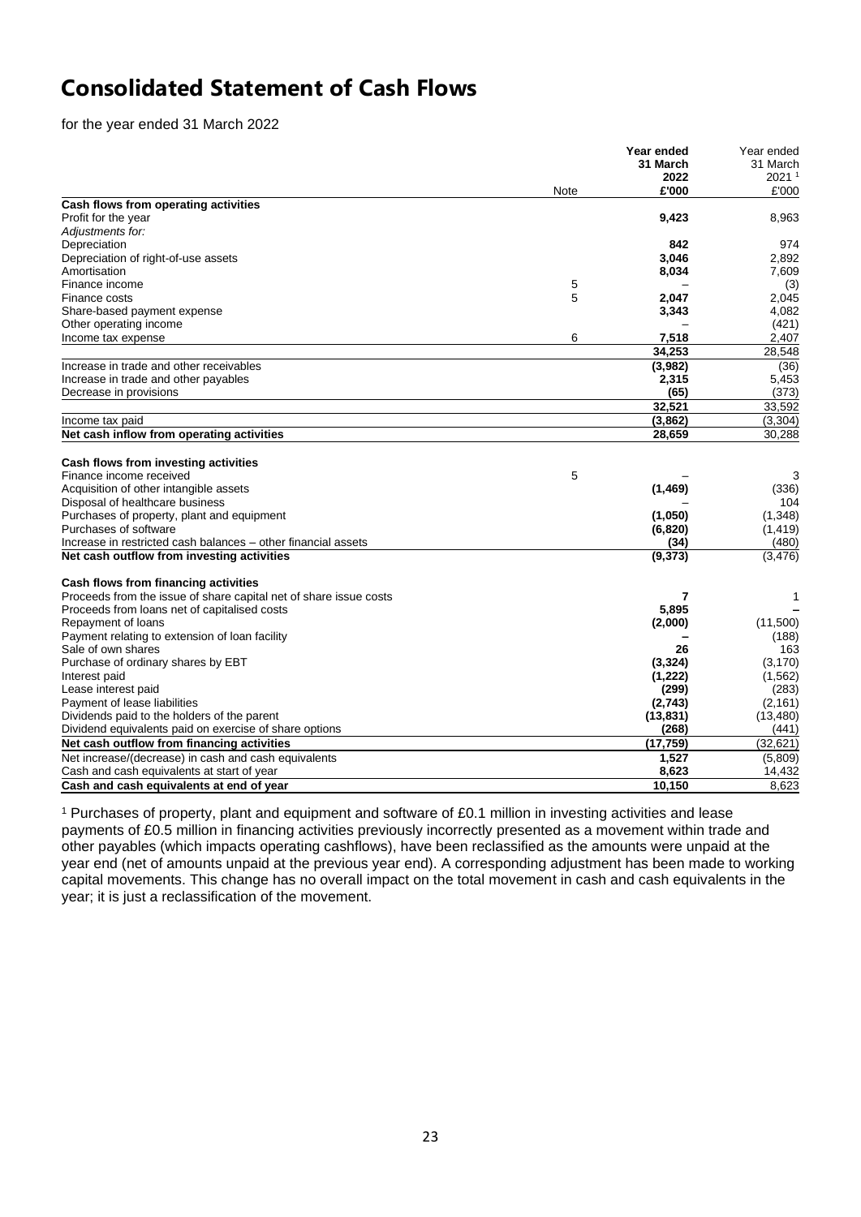# Consolidated Statement of Cash Flows

for the year ended 31 March 2022

| | Note | Year ended 31 March 2022 £'000 | Year ended 31 March 2021 [1] £'000 |
|---|---|---|---|
| **Cash flows from operating activities** | | | |
| Profit for the year | | **9,423** | 8,963 |
| *Adjustments for:* | | | |
| Depreciation | | **842** | 974 |
| Depreciation of right-of-use assets | | **3,046** | 2,892 |
| Amortisation | | **8,034** | 7,609 |
| Finance income | 5 | – | (3) |
| Finance costs | 5 | **2,047** | 2,045 |
| Share-based payment expense | | **3,343** | 4,082 |
| Other operating income | | – | (421) |
| Income tax expense | 6 | **7,518** | 2,407 |
| | | **34,253** | 28,548 |
| Increase in trade and other receivables | | **(3,982)** | (36) |
| Increase in trade and other payables | | **2,315** | 5,453 |
| Decrease in provisions | | **(65)** | (373) |
| | | **32,521** | 33,592 |
| Income tax paid | | **(3,862)** | (3,304) |
| **Net cash inflow from operating activities** | | **28,659** | 30,288 |
| | | | |
| **Cash flows from investing activities** | | | |
| Finance income received | 5 | – | 3 |
| Acquisition of other intangible assets | | **(1,469)** | (336) |
| Disposal of healthcare business | | – | 104 |
| Purchases of property, plant and equipment | | **(1,050)** | (1,348) |
| Purchases of software | | **(6,820)** | (1,419) |
| Increase in restricted cash balances – other financial assets | | **(34)** | (480) |
| **Net cash outflow from investing activities** | | **(9,373)** | (3,476) |
| | | | |
| **Cash flows from financing activities** | | | |
| Proceeds from the issue of share capital net of share issue costs | | **7** | 1 |
| Proceeds from loans net of capitalised costs | | **5,895** | **–** |
| Repayment of loans | | **(2,000)** | (11,500) |
| Payment relating to extension of loan facility | | **–** | (188) |
| Sale of own shares | | **26** | 163 |
| Purchase of ordinary shares by EBT | | **(3,324)** | (3,170) |
| Interest paid | | **(1,222)** | (1,562) |
| Lease interest paid | | **(299)** | (283) |
| Payment of lease liabilities | | **(2,743)** | (2,161) |
| Dividends paid to the holders of the parent | | **(13,831)** | (13,480) |
| Dividend equivalents paid on exercise of share options | | **(268)** | (441) |
| **Net cash outflow from financing activities** | | **(17,759)** | (32,621) |
| Net increase/(decrease) in cash and cash equivalents | | **1,527** | (5,809) |
| Cash and cash equivalents at start of year | | **8,623** | 14,432 |
| **Cash and cash equivalents at end of year** | | **10,150** | 8,623 |

[1] Purchases of property, plant and equipment and software of £0.1 million in investing activities and lease payments of £0.5 million in financing activities previously incorrectly presented as a movement within trade and other payables (which impacts operating cashflows), have been reclassified as the amounts were unpaid at the year end (net of amounts unpaid at the previous year end). A corresponding adjustment has been made to working capital movements. This change has no overall impact on the total movement in cash and cash equivalents in the year; it is just a reclassification of the movement.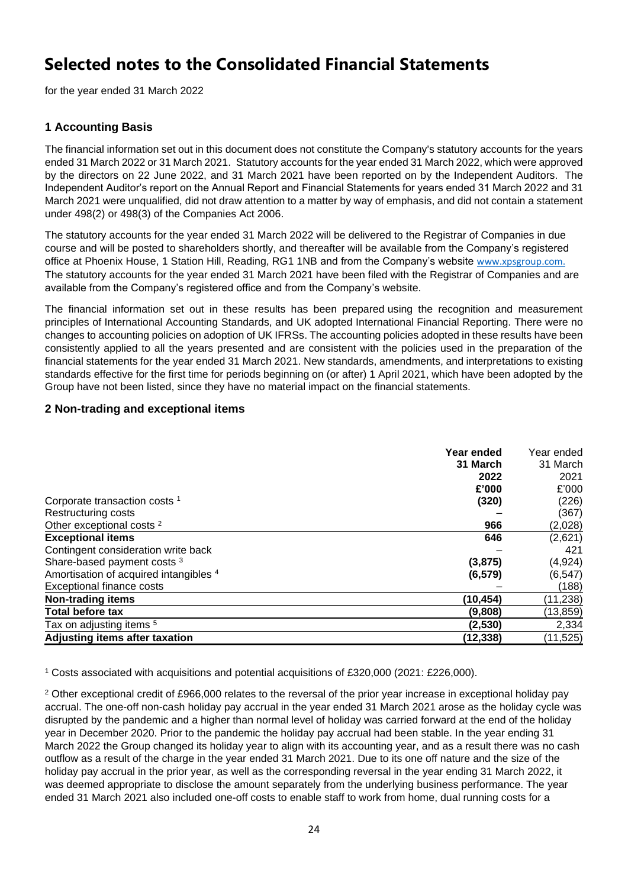# Selected notes to the Consolidated Financial Statements

for the year ended 31 March 2022

### 1 Accounting Basis

The financial information set out in this document does not constitute the Company's statutory accounts for the years ended 31 March 2022 or 31 March 2021. Statutory accounts for the year ended 31 March 2022, which were approved by the directors on 22 June 2022, and 31 March 2021 have been reported on by the Independent Auditors. The Independent Auditor's report on the Annual Report and Financial Statements for years ended 31 March 2022 and 31 March 2021 were unqualified, did not draw attention to a matter by way of emphasis, and did not contain a statement under 498(2) or 498(3) of the Companies Act 2006.

The statutory accounts for the year ended 31 March 2022 will be delivered to the Registrar of Companies in due course and will be posted to shareholders shortly, and thereafter will be available from the Company's registered office at Phoenix House, 1 Station Hill, Reading, RG1 1NB and from the Company's website www.xpsgroup.com. The statutory accounts for the year ended 31 March 2021 have been filed with the Registrar of Companies and are available from the Company's registered office and from the Company's website.

The financial information set out in these results has been prepared using the recognition and measurement principles of International Accounting Standards, and UK adopted International Financial Reporting. There were no changes to accounting policies on adoption of UK IFRSs. The accounting policies adopted in these results have been consistently applied to all the years presented and are consistent with the policies used in the preparation of the financial statements for the year ended 31 March 2021. New standards, amendments, and interpretations to existing standards effective for the first time for periods beginning on (or after) 1 April 2021, which have been adopted by the Group have not been listed, since they have no material impact on the financial statements.

### 2 Non-trading and exceptional items

| | **Year ended 31 March 2022 £'000** | Year ended 31 March 2021 £'000 |
|---|---|---|
| Corporate transaction costs [1] | **(320)** | (226) |
| Restructuring costs | – | (367) |
| Other exceptional costs [2] | **966** | (2,028) |
| **Exceptional items** | **646** | (2,621) |
| Contingent consideration write back | – | 421 |
| Share-based payment costs [3] | **(3,875)** | (4,924) |
| Amortisation of acquired intangibles [4] | **(6,579)** | (6,547) |
| Exceptional finance costs | – | (188) |
| **Non-trading items** | **(10,454)** | (11,238) |
| **Total before tax** | **(9,808)** | (13,859) |
| Tax on adjusting items [5] | **(2,530)** | 2,334 |
| **Adjusting items after taxation** | **(12,338)** | (11,525) |

[1] Costs associated with acquisitions and potential acquisitions of £320,000 (2021: £226,000).

[2] Other exceptional credit of £966,000 relates to the reversal of the prior year increase in exceptional holiday pay accrual. The one-off non-cash holiday pay accrual in the year ended 31 March 2021 arose as the holiday cycle was disrupted by the pandemic and a higher than normal level of holiday was carried forward at the end of the holiday year in December 2020. Prior to the pandemic the holiday pay accrual had been stable. In the year ending 31 March 2022 the Group changed its holiday year to align with its accounting year, and as a result there was no cash outflow as a result of the charge in the year ended 31 March 2021. Due to its one off nature and the size of the holiday pay accrual in the prior year, as well as the corresponding reversal in the year ending 31 March 2022, it was deemed appropriate to disclose the amount separately from the underlying business performance. The year ended 31 March 2021 also included one-off costs to enable staff to work from home, dual running costs for a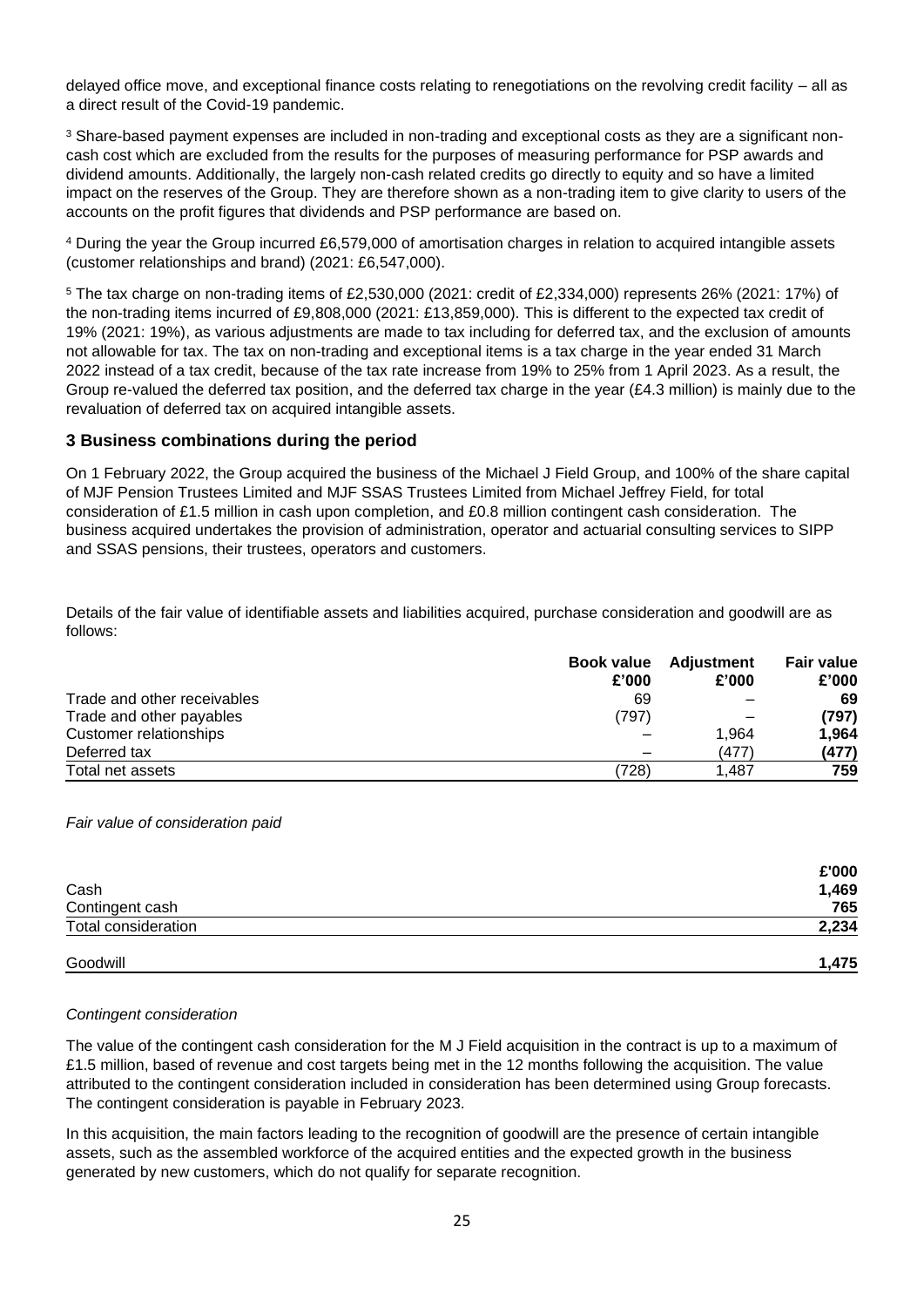delayed office move, and exceptional finance costs relating to renegotiations on the revolving credit facility – all as a direct result of the Covid-19 pandemic.

[3] Share-based payment expenses are included in non-trading and exceptional costs as they are a significant non-cash cost which are excluded from the results for the purposes of measuring performance for PSP awards and dividend amounts. Additionally, the largely non-cash related credits go directly to equity and so have a limited impact on the reserves of the Group. They are therefore shown as a non-trading item to give clarity to users of the accounts on the profit figures that dividends and PSP performance are based on.

[4] During the year the Group incurred £6,579,000 of amortisation charges in relation to acquired intangible assets (customer relationships and brand) (2021: £6,547,000).

[5] The tax charge on non-trading items of £2,530,000 (2021: credit of £2,334,000) represents 26% (2021: 17%) of the non-trading items incurred of £9,808,000 (2021: £13,859,000). This is different to the expected tax credit of 19% (2021: 19%), as various adjustments are made to tax including for deferred tax, and the exclusion of amounts not allowable for tax. The tax on non-trading and exceptional items is a tax charge in the year ended 31 March 2022 instead of a tax credit, because of the tax rate increase from 19% to 25% from 1 April 2023. As a result, the Group re-valued the deferred tax position, and the deferred tax charge in the year (£4.3 million) is mainly due to the revaluation of deferred tax on acquired intangible assets.

## 3 Business combinations during the period

On 1 February 2022, the Group acquired the business of the Michael J Field Group, and 100% of the share capital of MJF Pension Trustees Limited and MJF SSAS Trustees Limited from Michael Jeffrey Field, for total consideration of £1.5 million in cash upon completion, and £0.8 million contingent cash consideration. The business acquired undertakes the provision of administration, operator and actuarial consulting services to SIPP and SSAS pensions, their trustees, operators and customers.

Details of the fair value of identifiable assets and liabilities acquired, purchase consideration and goodwill are as follows:

| | Book value £'000 | Adjustment £'000 | Fair value £'000 |
|---|---|---|---|
| Trade and other receivables | 69 | – | **69** |
| Trade and other payables | (797) | – | **(797)** |
| Customer relationships | – | 1,964 | **1,964** |
| Deferred tax | – | (477) | **(477)** |
| Total net assets | (728) | 1,487 | **759** |

*Fair value of consideration paid*

| | £'000 |
|---|---|
| Cash | **1,469** |
| Contingent cash | **765** |
| Total consideration | **2,234** |
| | |
| Goodwill | **1,475** |

*Contingent consideration*

The value of the contingent cash consideration for the M J Field acquisition in the contract is up to a maximum of £1.5 million, based of revenue and cost targets being met in the 12 months following the acquisition. The value attributed to the contingent consideration included in consideration has been determined using Group forecasts. The contingent consideration is payable in February 2023.

In this acquisition, the main factors leading to the recognition of goodwill are the presence of certain intangible assets, such as the assembled workforce of the acquired entities and the expected growth in the business generated by new customers, which do not qualify for separate recognition.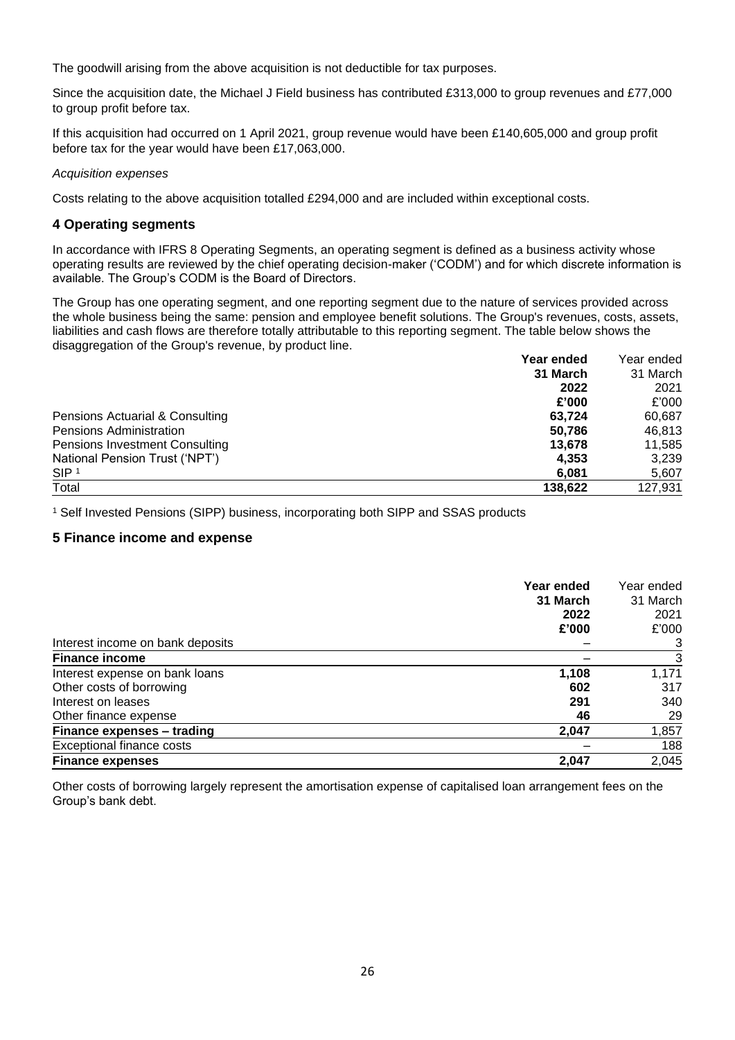The goodwill arising from the above acquisition is not deductible for tax purposes.

Since the acquisition date, the Michael J Field business has contributed £313,000 to group revenues and £77,000 to group profit before tax.

If this acquisition had occurred on 1 April 2021, group revenue would have been £140,605,000 and group profit before tax for the year would have been £17,063,000.

*Acquisition expenses*

Costs relating to the above acquisition totalled £294,000 and are included within exceptional costs.

## 4 Operating segments

In accordance with IFRS 8 Operating Segments, an operating segment is defined as a business activity whose operating results are reviewed by the chief operating decision-maker ('CODM') and for which discrete information is available. The Group's CODM is the Board of Directors.

The Group has one operating segment, and one reporting segment due to the nature of services provided across the whole business being the same: pension and employee benefit solutions. The Group's revenues, costs, assets, liabilities and cash flows are therefore totally attributable to this reporting segment. The table below shows the disaggregation of the Group's revenue, by product line.

| | **Year ended 31 March 2022 £'000** | Year ended 31 March 2021 £'000 |
|---|---|---|
| Pensions Actuarial & Consulting | **63,724** | 60,687 |
| Pensions Administration | **50,786** | 46,813 |
| Pensions Investment Consulting | **13,678** | 11,585 |
| National Pension Trust ('NPT') | **4,353** | 3,239 |
| SIP [1] | **6,081** | 5,607 |
| Total | **138,622** | 127,931 |

[1] Self Invested Pensions (SIPP) business, incorporating both SIPP and SSAS products

## 5 Finance income and expense

| | **Year ended 31 March 2022 £'000** | Year ended 31 March 2021 £'000 |
|---|---|---|
| Interest income on bank deposits | – | 3 |
| **Finance income** | – | 3 |
| Interest expense on bank loans | **1,108** | 1,171 |
| Other costs of borrowing | **602** | 317 |
| Interest on leases | **291** | 340 |
| Other finance expense | **46** | 29 |
| **Finance expenses – trading** | **2,047** | 1,857 |
| Exceptional finance costs | – | 188 |
| **Finance expenses** | **2,047** | 2,045 |

Other costs of borrowing largely represent the amortisation expense of capitalised loan arrangement fees on the Group's bank debt.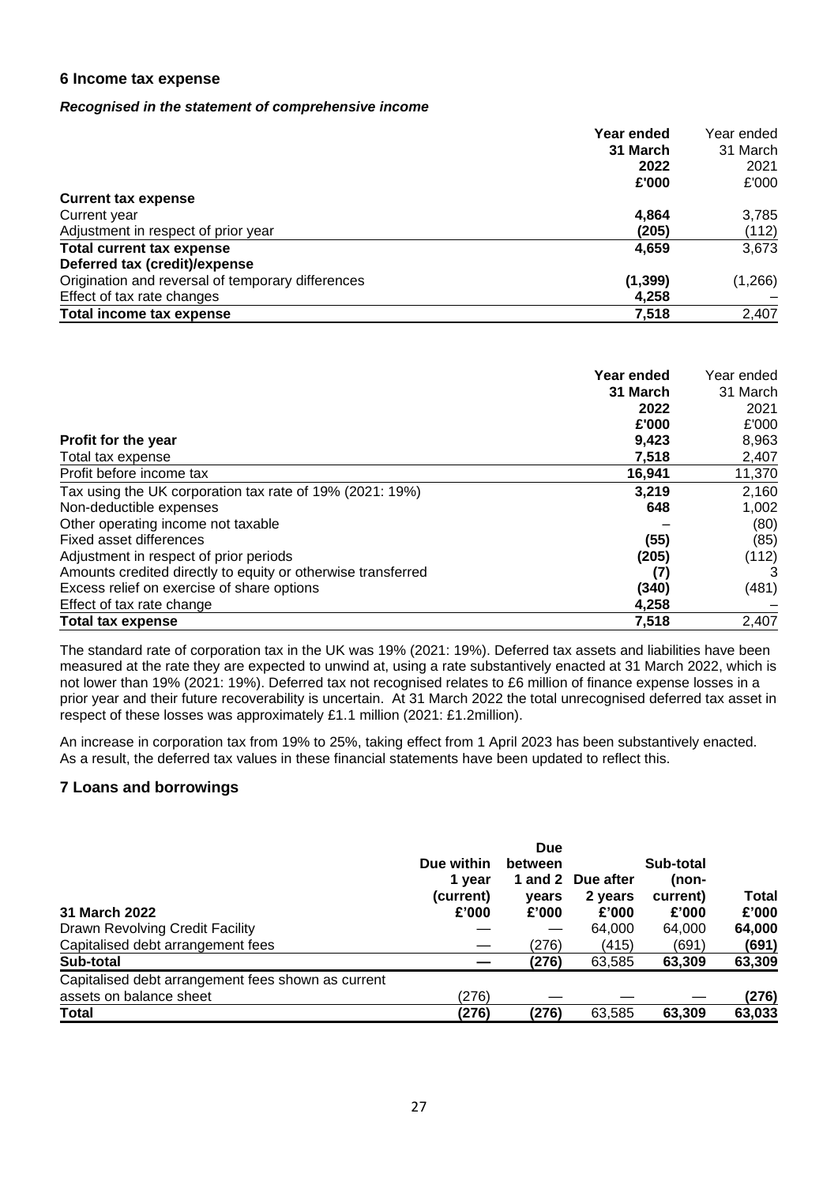## 6 Income tax expense

### *Recognised in the statement of comprehensive income*

| | Year ended 31 March 2022 £'000 | Year ended 31 March 2021 £'000 |
|---|---|---|
| **Current tax expense** | | |
| Current year | **4,864** | 3,785 |
| Adjustment in respect of prior year | **(205)** | (112) |
| **Total current tax expense** | **4,659** | 3,673 |
| **Deferred tax (credit)/expense** | | |
| Origination and reversal of temporary differences | **(1,399)** | (1,266) |
| Effect of tax rate changes | **4,258** | – |
| **Total income tax expense** | **7,518** | 2,407 |

| | Year ended 31 March 2022 £'000 | Year ended 31 March 2021 £'000 |
|---|---|---|
| **Profit for the year** | **9,423** | 8,963 |
| Total tax expense | **7,518** | 2,407 |
| Profit before income tax | **16,941** | 11,370 |
| Tax using the UK corporation tax rate of 19% (2021: 19%) | **3,219** | 2,160 |
| Non-deductible expenses | **648** | 1,002 |
| Other operating income not taxable | – | (80) |
| Fixed asset differences | **(55)** | (85) |
| Adjustment in respect of prior periods | **(205)** | (112) |
| Amounts credited directly to equity or otherwise transferred | **(7)** | 3 |
| Excess relief on exercise of share options | **(340)** | (481) |
| Effect of tax rate change | **4,258** | – |
| **Total tax expense** | **7,518** | 2,407 |

The standard rate of corporation tax in the UK was 19% (2021: 19%). Deferred tax assets and liabilities have been measured at the rate they are expected to unwind at, using a rate substantively enacted at 31 March 2022, which is not lower than 19% (2021: 19%). Deferred tax not recognised relates to £6 million of finance expense losses in a prior year and their future recoverability is uncertain. At 31 March 2022 the total unrecognised deferred tax asset in respect of these losses was approximately £1.1 million (2021: £1.2million).

An increase in corporation tax from 19% to 25%, taking effect from 1 April 2023 has been substantively enacted. As a result, the deferred tax values in these financial statements have been updated to reflect this.

## 7 Loans and borrowings

| 31 March 2022 | Due within 1 year (current) £'000 | Due between 1 and 2 years £'000 | Due after 2 years £'000 | Sub-total (non-current) £'000 | Total £'000 |
|---|---|---|---|---|---|
| Drawn Revolving Credit Facility | — | — | 64,000 | 64,000 | **64,000** |
| Capitalised debt arrangement fees | — | (276) | (415) | (691) | **(691)** |
| **Sub-total** | **—** | **(276)** | 63,585 | **63,309** | **63,309** |
| Capitalised debt arrangement fees shown as current assets on balance sheet | (276) | — | — | — | **(276)** |
| **Total** | **(276)** | **(276)** | 63,585 | **63,309** | **63,033** |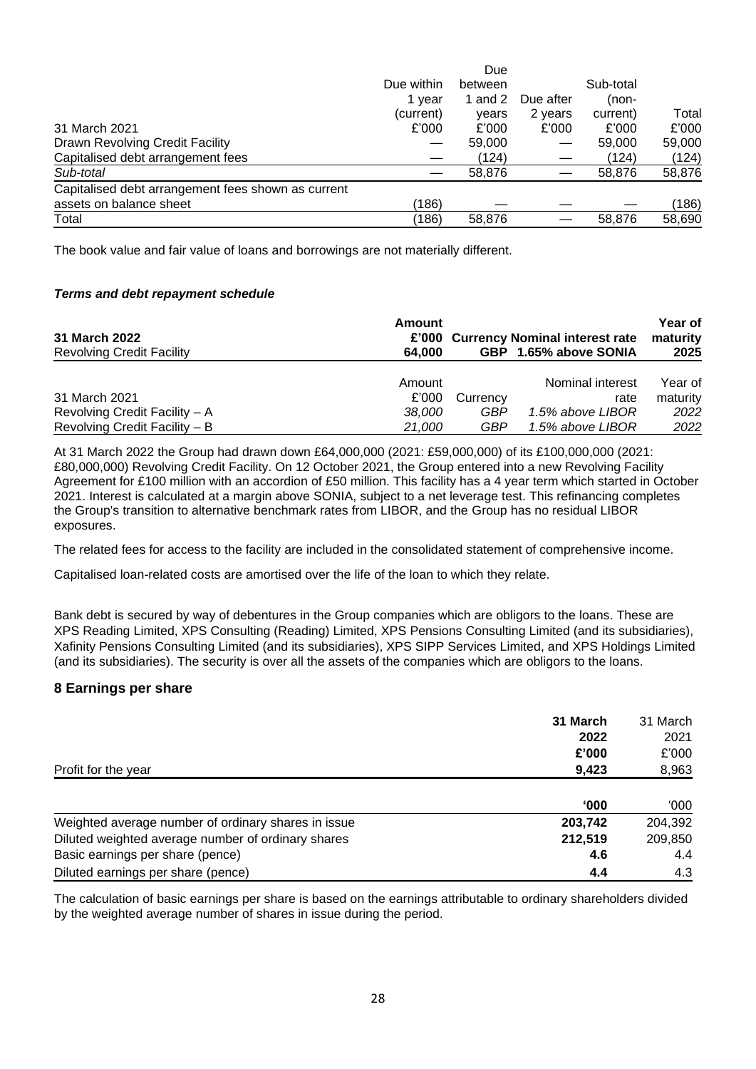| 31 March 2021 | Due within 1 year (current) £'000 | Due between 1 and 2 years £'000 | Due after 2 years £'000 | Sub-total (non-current) £'000 | Total £'000 |
|---|---|---|---|---|---|
| Drawn Revolving Credit Facility | — | 59,000 | — | 59,000 | 59,000 |
| Capitalised debt arrangement fees | — | (124) | — | (124) | (124) |
| *Sub-total* | — | 58,876 | — | 58,876 | 58,876 |
| Capitalised debt arrangement fees shown as current assets on balance sheet | (186) | — | — | — | (186) |
| Total | (186) | 58,876 | — | 58,876 | 58,690 |

The book value and fair value of loans and borrowings are not materially different.

***Terms and debt repayment schedule***

| **31 March 2022** | **Amount £'000** | **Currency** | **Nominal interest rate** | **Year of maturity** |
|---|---|---|---|---|
| Revolving Credit Facility | **64,000** | **GBP** | **1.65% above SONIA** | **2025** |

| 31 March 2021 | Amount £'000 | Currency | Nominal interest rate | Year of maturity |
|---|---|---|---|---|
| Revolving Credit Facility – A | *38,000* | *GBP* | *1.5% above LIBOR* | *2022* |
| Revolving Credit Facility – B | *21,000* | *GBP* | *1.5% above LIBOR* | *2022* |

At 31 March 2022 the Group had drawn down £64,000,000 (2021: £59,000,000) of its £100,000,000 (2021: £80,000,000) Revolving Credit Facility. On 12 October 2021, the Group entered into a new Revolving Facility Agreement for £100 million with an accordion of £50 million. This facility has a 4 year term which started in October 2021. Interest is calculated at a margin above SONIA, subject to a net leverage test. This refinancing completes the Group's transition to alternative benchmark rates from LIBOR, and the Group has no residual LIBOR exposures.

The related fees for access to the facility are included in the consolidated statement of comprehensive income.

Capitalised loan-related costs are amortised over the life of the loan to which they relate.

Bank debt is secured by way of debentures in the Group companies which are obligors to the loans. These are XPS Reading Limited, XPS Consulting (Reading) Limited, XPS Pensions Consulting Limited (and its subsidiaries), Xafinity Pensions Consulting Limited (and its subsidiaries), XPS SIPP Services Limited, and XPS Holdings Limited (and its subsidiaries). The security is over all the assets of the companies which are obligors to the loans.

## 8 Earnings per share

| | **31 March 2022 £'000** | 31 March 2021 £'000 |
|---|---|---|
| Profit for the year | **9,423** | 8,963 |
| | **'000** | '000 |
| Weighted average number of ordinary shares in issue | **203,742** | 204,392 |
| Diluted weighted average number of ordinary shares | **212,519** | 209,850 |
| Basic earnings per share (pence) | **4.6** | 4.4 |
| Diluted earnings per share (pence) | **4.4** | 4.3 |

The calculation of basic earnings per share is based on the earnings attributable to ordinary shareholders divided by the weighted average number of shares in issue during the period.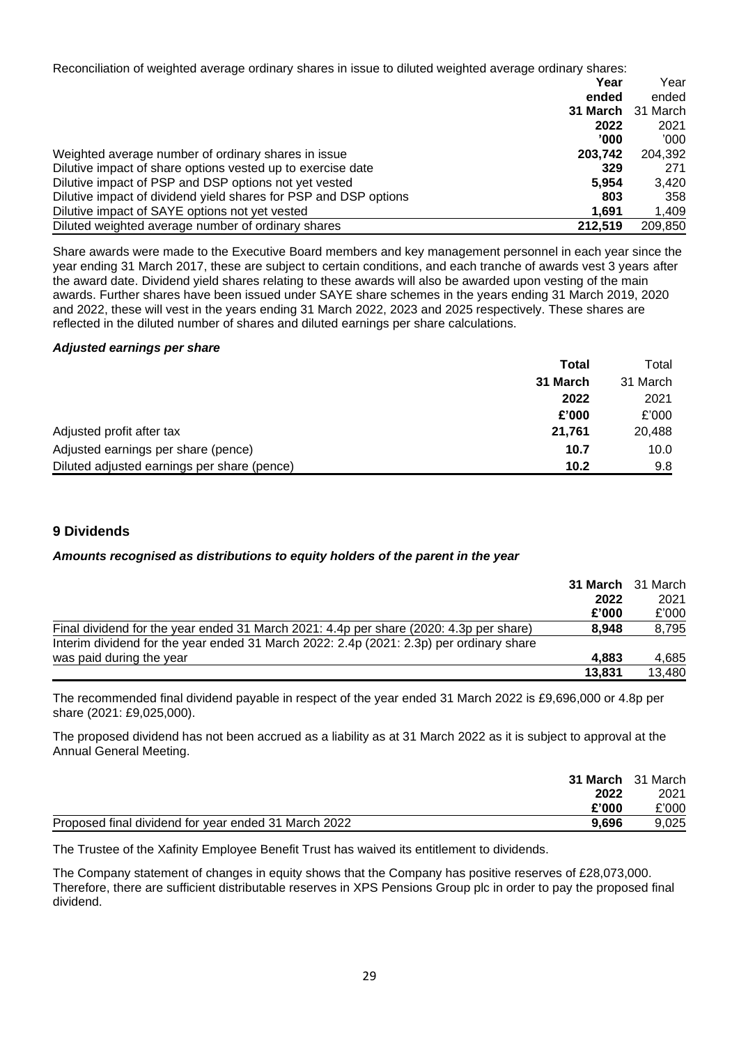Reconciliation of weighted average ordinary shares in issue to diluted weighted average ordinary shares:

| | **Year ended 31 March 2022 '000** | Year ended 31 March 2021 '000 |
|---|---|---|
| Weighted average number of ordinary shares in issue | **203,742** | 204,392 |
| Dilutive impact of share options vested up to exercise date | **329** | 271 |
| Dilutive impact of PSP and DSP options not yet vested | **5,954** | 3,420 |
| Dilutive impact of dividend yield shares for PSP and DSP options | **803** | 358 |
| Dilutive impact of SAYE options not yet vested | **1,691** | 1,409 |
| Diluted weighted average number of ordinary shares | **212,519** | 209,850 |

Share awards were made to the Executive Board members and key management personnel in each year since the year ending 31 March 2017, these are subject to certain conditions, and each tranche of awards vest 3 years after the award date. Dividend yield shares relating to these awards will also be awarded upon vesting of the main awards. Further shares have been issued under SAYE share schemes in the years ending 31 March 2019, 2020 and 2022, these will vest in the years ending 31 March 2022, 2023 and 2025 respectively. These shares are reflected in the diluted number of shares and diluted earnings per share calculations.

***Adjusted earnings per share***

| | **Total 31 March 2022 £'000** | Total 31 March 2021 £'000 |
|---|---|---|
| Adjusted profit after tax | **21,761** | 20,488 |
| Adjusted earnings per share (pence) | **10.7** | 10.0 |
| Diluted adjusted earnings per share (pence) | **10.2** | 9.8 |

## 9 Dividends

***Amounts recognised as distributions to equity holders of the parent in the year***

| | **31 March 2022 £'000** | 31 March 2021 £'000 |
|---|---|---|
| Final dividend for the year ended 31 March 2021: 4.4p per share (2020: 4.3p per share) | **8,948** | 8,795 |
| Interim dividend for the year ended 31 March 2022: 2.4p (2021: 2.3p) per ordinary share was paid during the year | **4,883** | 4,685 |
| | **13,831** | 13,480 |

The recommended final dividend payable in respect of the year ended 31 March 2022 is £9,696,000 or 4.8p per share (2021: £9,025,000).

The proposed dividend has not been accrued as a liability as at 31 March 2022 as it is subject to approval at the Annual General Meeting.

| | **31 March 2022 £'000** | 31 March 2021 £'000 |
|---|---|---|
| Proposed final dividend for year ended 31 March 2022 | **9,696** | 9,025 |

The Trustee of the Xafinity Employee Benefit Trust has waived its entitlement to dividends.

The Company statement of changes in equity shows that the Company has positive reserves of £28,073,000. Therefore, there are sufficient distributable reserves in XPS Pensions Group plc in order to pay the proposed final dividend.